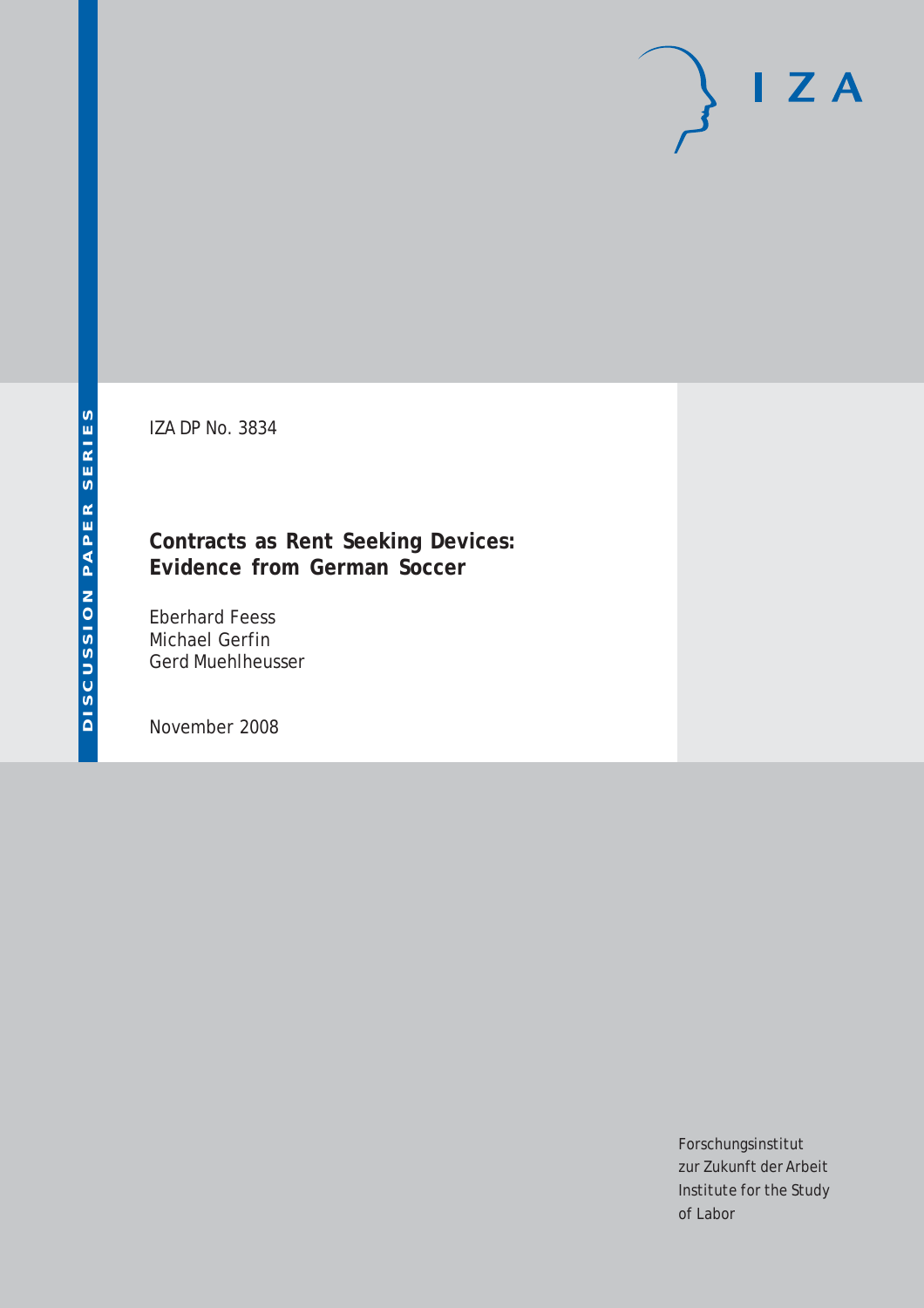DISCUSSION PAPER SERIES

IZA DP No. 3834

# Contracts as Rent Seeking Devices: Evidence from German Soccer

Eberhard Feess
Michael Gerfin
Gerd Muehlheusser

November 2008

Forschungsinstitut
zur Zukunft der Arbeit
Institute for the Study
of Labor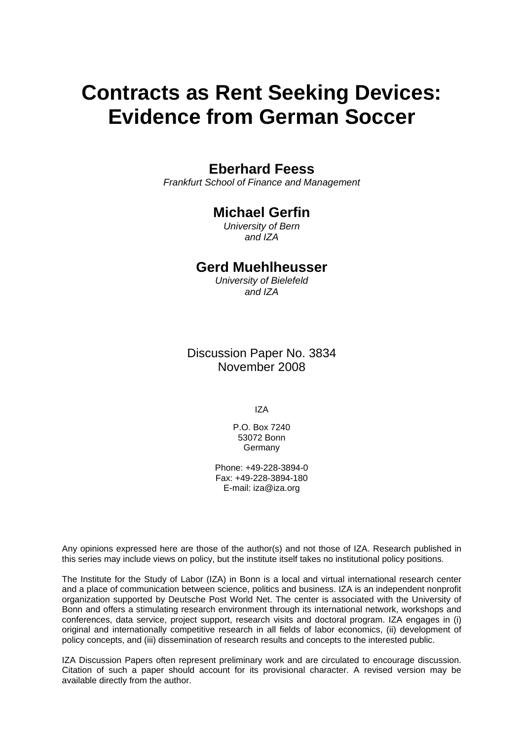# Contracts as Rent Seeking Devices: Evidence from German Soccer

**Eberhard Feess**

*Frankfurt School of Finance and Management*

**Michael Gerfin**

*University of Bern and IZA*

**Gerd Muehlheusser**

*University of Bielefeld and IZA*

Discussion Paper No. 3834
November 2008

IZA

P.O. Box 7240
53072 Bonn
Germany

Phone: +49-228-3894-0
Fax: +49-228-3894-180
E-mail: iza@iza.org

Any opinions expressed here are those of the author(s) and not those of IZA. Research published in this series may include views on policy, but the institute itself takes no institutional policy positions.

The Institute for the Study of Labor (IZA) in Bonn is a local and virtual international research center and a place of communication between science, politics and business. IZA is an independent nonprofit organization supported by Deutsche Post World Net. The center is associated with the University of Bonn and offers a stimulating research environment through its international network, workshops and conferences, data service, project support, research visits and doctoral program. IZA engages in (i) original and internationally competitive research in all fields of labor economics, (ii) development of policy concepts, and (iii) dissemination of research results and concepts to the interested public.

IZA Discussion Papers often represent preliminary work and are circulated to encourage discussion. Citation of such a paper should account for its provisional character. A revised version may be available directly from the author.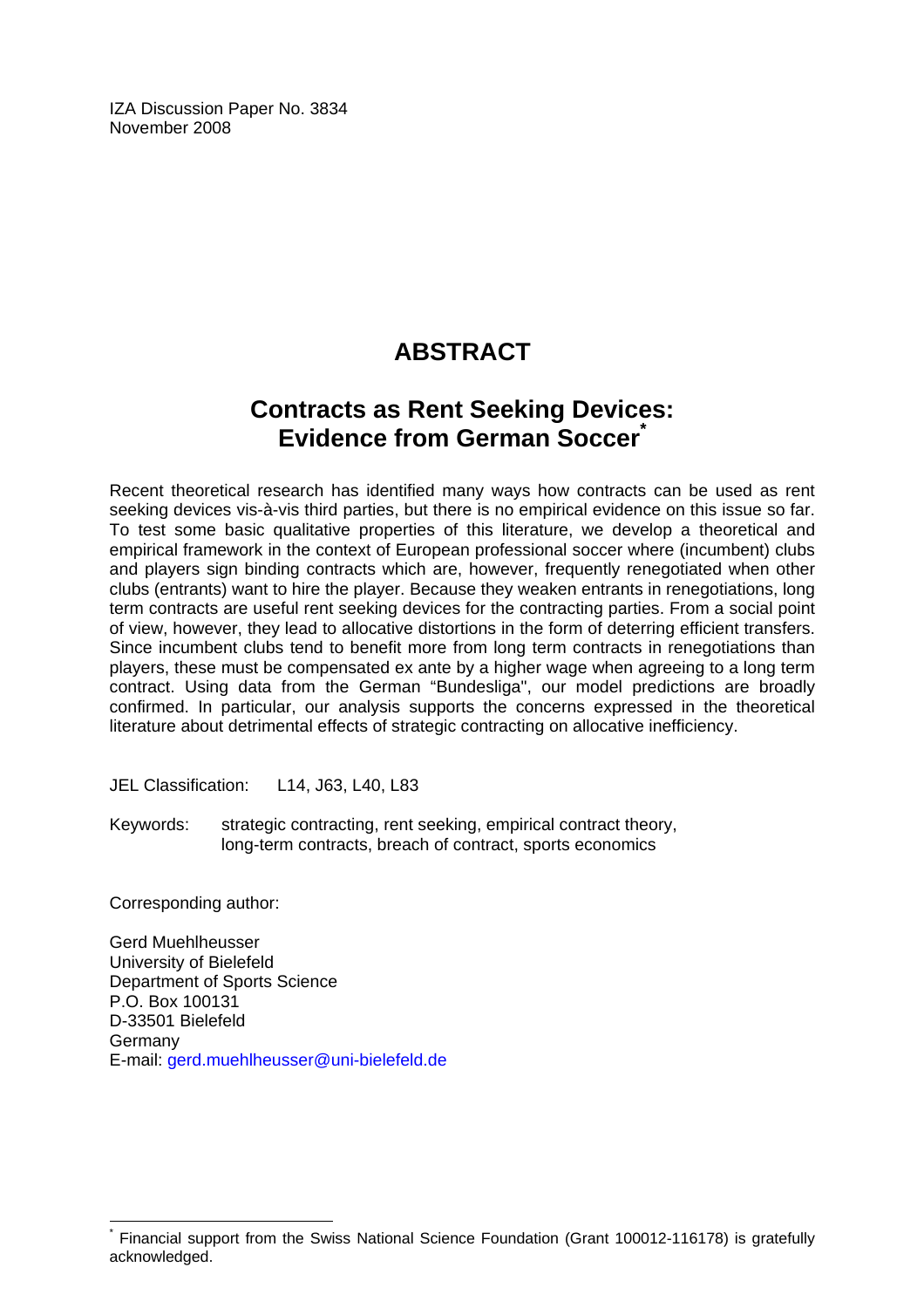IZA Discussion Paper No. 3834
November 2008

# ABSTRACT

## Contracts as Rent Seeking Devices: Evidence from German Soccer*

Recent theoretical research has identified many ways how contracts can be used as rent seeking devices vis-à-vis third parties, but there is no empirical evidence on this issue so far. To test some basic qualitative properties of this literature, we develop a theoretical and empirical framework in the context of European professional soccer where (incumbent) clubs and players sign binding contracts which are, however, frequently renegotiated when other clubs (entrants) want to hire the player. Because they weaken entrants in renegotiations, long term contracts are useful rent seeking devices for the contracting parties. From a social point of view, however, they lead to allocative distortions in the form of deterring efficient transfers. Since incumbent clubs tend to benefit more from long term contracts in renegotiations than players, these must be compensated ex ante by a higher wage when agreeing to a long term contract. Using data from the German "Bundesliga", our model predictions are broadly confirmed. In particular, our analysis supports the concerns expressed in the theoretical literature about detrimental effects of strategic contracting on allocative inefficiency.

JEL Classification: L14, J63, L40, L83

Keywords: strategic contracting, rent seeking, empirical contract theory, long-term contracts, breach of contract, sports economics

Corresponding author:

Gerd Muehlheusser
University of Bielefeld
Department of Sports Science
P.O. Box 100131
D-33501 Bielefeld
Germany
E-mail: gerd.muehlheusser@uni-bielefeld.de

* Financial support from the Swiss National Science Foundation (Grant 100012-116178) is gratefully acknowledged.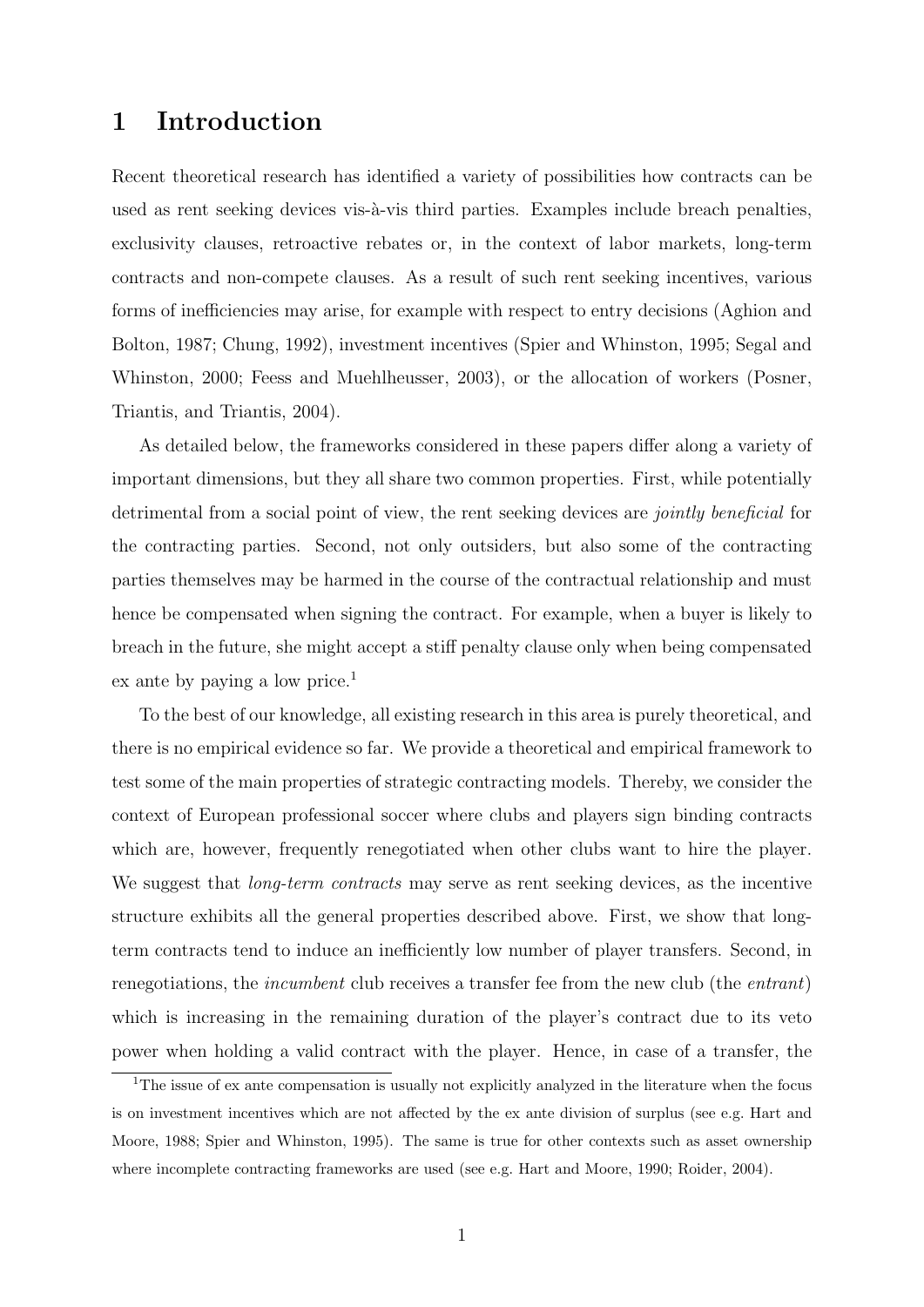# 1 Introduction

Recent theoretical research has identified a variety of possibilities how contracts can be used as rent seeking devices vis-à-vis third parties. Examples include breach penalties, exclusivity clauses, retroactive rebates or, in the context of labor markets, long-term contracts and non-compete clauses. As a result of such rent seeking incentives, various forms of inefficiencies may arise, for example with respect to entry decisions (Aghion and Bolton, 1987; Chung, 1992), investment incentives (Spier and Whinston, 1995; Segal and Whinston, 2000; Feess and Muehlheusser, 2003), or the allocation of workers (Posner, Triantis, and Triantis, 2004).

As detailed below, the frameworks considered in these papers differ along a variety of important dimensions, but they all share two common properties. First, while potentially detrimental from a social point of view, the rent seeking devices are *jointly beneficial* for the contracting parties. Second, not only outsiders, but also some of the contracting parties themselves may be harmed in the course of the contractual relationship and must hence be compensated when signing the contract. For example, when a buyer is likely to breach in the future, she might accept a stiff penalty clause only when being compensated ex ante by paying a low price.[1]

To the best of our knowledge, all existing research in this area is purely theoretical, and there is no empirical evidence so far. We provide a theoretical and empirical framework to test some of the main properties of strategic contracting models. Thereby, we consider the context of European professional soccer where clubs and players sign binding contracts which are, however, frequently renegotiated when other clubs want to hire the player. We suggest that *long-term contracts* may serve as rent seeking devices, as the incentive structure exhibits all the general properties described above. First, we show that long-term contracts tend to induce an inefficiently low number of player transfers. Second, in renegotiations, the *incumbent* club receives a transfer fee from the new club (the *entrant*) which is increasing in the remaining duration of the player's contract due to its veto power when holding a valid contract with the player. Hence, in case of a transfer, the

[1] The issue of ex ante compensation is usually not explicitly analyzed in the literature when the focus is on investment incentives which are not affected by the ex ante division of surplus (see e.g. Hart and Moore, 1988; Spier and Whinston, 1995). The same is true for other contexts such as asset ownership where incomplete contracting frameworks are used (see e.g. Hart and Moore, 1990; Roider, 2004).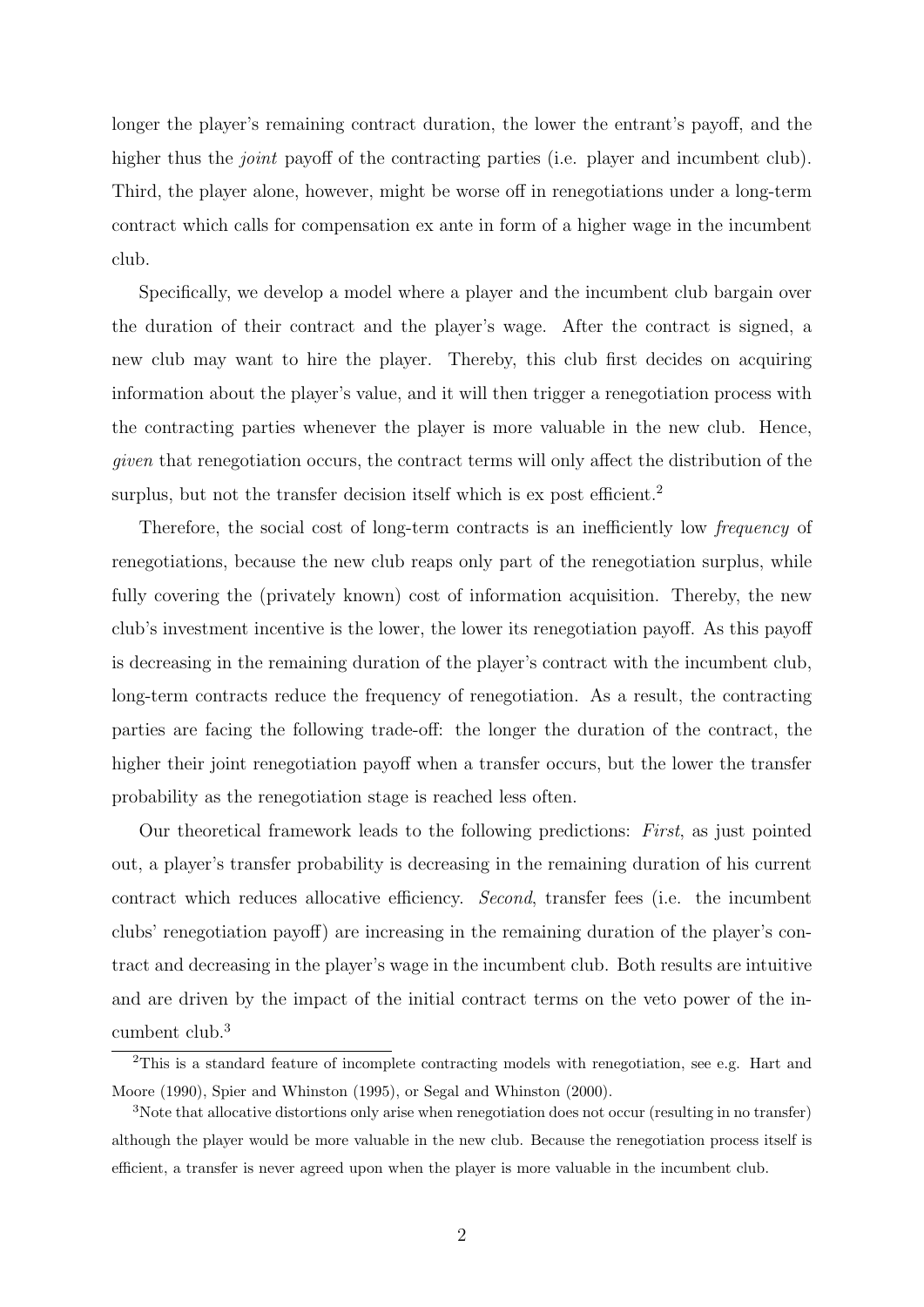longer the player's remaining contract duration, the lower the entrant's payoff, and the higher thus the *joint* payoff of the contracting parties (i.e. player and incumbent club). Third, the player alone, however, might be worse off in renegotiations under a long-term contract which calls for compensation ex ante in form of a higher wage in the incumbent club.

Specifically, we develop a model where a player and the incumbent club bargain over the duration of their contract and the player's wage. After the contract is signed, a new club may want to hire the player. Thereby, this club first decides on acquiring information about the player's value, and it will then trigger a renegotiation process with the contracting parties whenever the player is more valuable in the new club. Hence, *given* that renegotiation occurs, the contract terms will only affect the distribution of the surplus, but not the transfer decision itself which is ex post efficient.[2]

Therefore, the social cost of long-term contracts is an inefficiently low *frequency* of renegotiations, because the new club reaps only part of the renegotiation surplus, while fully covering the (privately known) cost of information acquisition. Thereby, the new club's investment incentive is the lower, the lower its renegotiation payoff. As this payoff is decreasing in the remaining duration of the player's contract with the incumbent club, long-term contracts reduce the frequency of renegotiation. As a result, the contracting parties are facing the following trade-off: the longer the duration of the contract, the higher their joint renegotiation payoff when a transfer occurs, but the lower the transfer probability as the renegotiation stage is reached less often.

Our theoretical framework leads to the following predictions: *First*, as just pointed out, a player's transfer probability is decreasing in the remaining duration of his current contract which reduces allocative efficiency. *Second*, transfer fees (i.e. the incumbent clubs' renegotiation payoff) are increasing in the remaining duration of the player's contract and decreasing in the player's wage in the incumbent club. Both results are intuitive and are driven by the impact of the initial contract terms on the veto power of the incumbent club.[3]

[2]This is a standard feature of incomplete contracting models with renegotiation, see e.g. Hart and Moore (1990), Spier and Whinston (1995), or Segal and Whinston (2000).

[3]Note that allocative distortions only arise when renegotiation does not occur (resulting in no transfer) although the player would be more valuable in the new club. Because the renegotiation process itself is efficient, a transfer is never agreed upon when the player is more valuable in the incumbent club.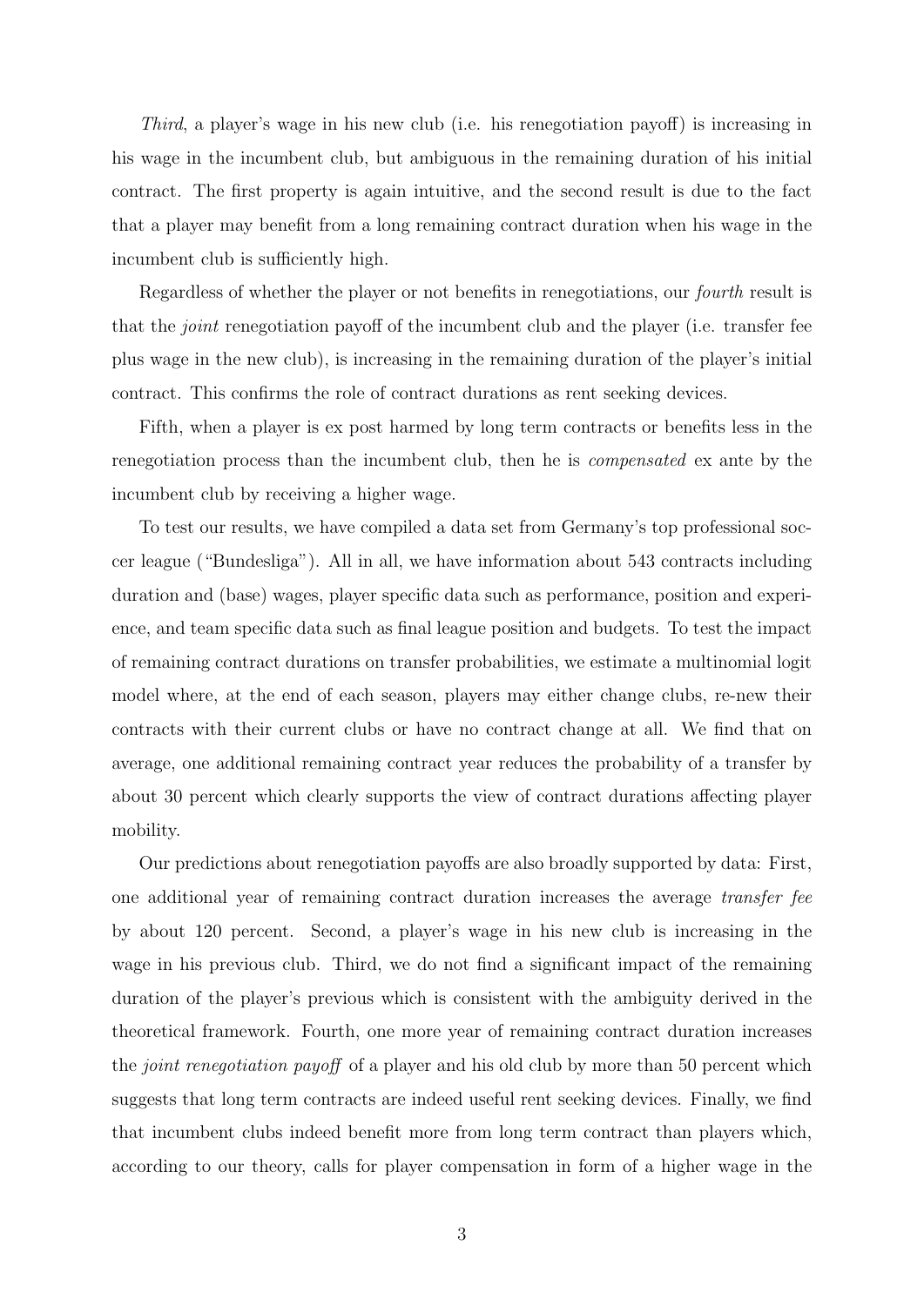*Third*, a player's wage in his new club (i.e. his renegotiation payoff) is increasing in his wage in the incumbent club, but ambiguous in the remaining duration of his initial contract. The first property is again intuitive, and the second result is due to the fact that a player may benefit from a long remaining contract duration when his wage in the incumbent club is sufficiently high.

Regardless of whether the player or not benefits in renegotiations, our *fourth* result is that the *joint* renegotiation payoff of the incumbent club and the player (i.e. transfer fee plus wage in the new club), is increasing in the remaining duration of the player's initial contract. This confirms the role of contract durations as rent seeking devices.

Fifth, when a player is ex post harmed by long term contracts or benefits less in the renegotiation process than the incumbent club, then he is *compensated* ex ante by the incumbent club by receiving a higher wage.

To test our results, we have compiled a data set from Germany's top professional soccer league ("Bundesliga"). All in all, we have information about 543 contracts including duration and (base) wages, player specific data such as performance, position and experience, and team specific data such as final league position and budgets. To test the impact of remaining contract durations on transfer probabilities, we estimate a multinomial logit model where, at the end of each season, players may either change clubs, re-new their contracts with their current clubs or have no contract change at all. We find that on average, one additional remaining contract year reduces the probability of a transfer by about 30 percent which clearly supports the view of contract durations affecting player mobility.

Our predictions about renegotiation payoffs are also broadly supported by data: First, one additional year of remaining contract duration increases the average *transfer fee* by about 120 percent. Second, a player's wage in his new club is increasing in the wage in his previous club. Third, we do not find a significant impact of the remaining duration of the player's previous which is consistent with the ambiguity derived in the theoretical framework. Fourth, one more year of remaining contract duration increases the *joint renegotiation payoff* of a player and his old club by more than 50 percent which suggests that long term contracts are indeed useful rent seeking devices. Finally, we find that incumbent clubs indeed benefit more from long term contract than players which, according to our theory, calls for player compensation in form of a higher wage in the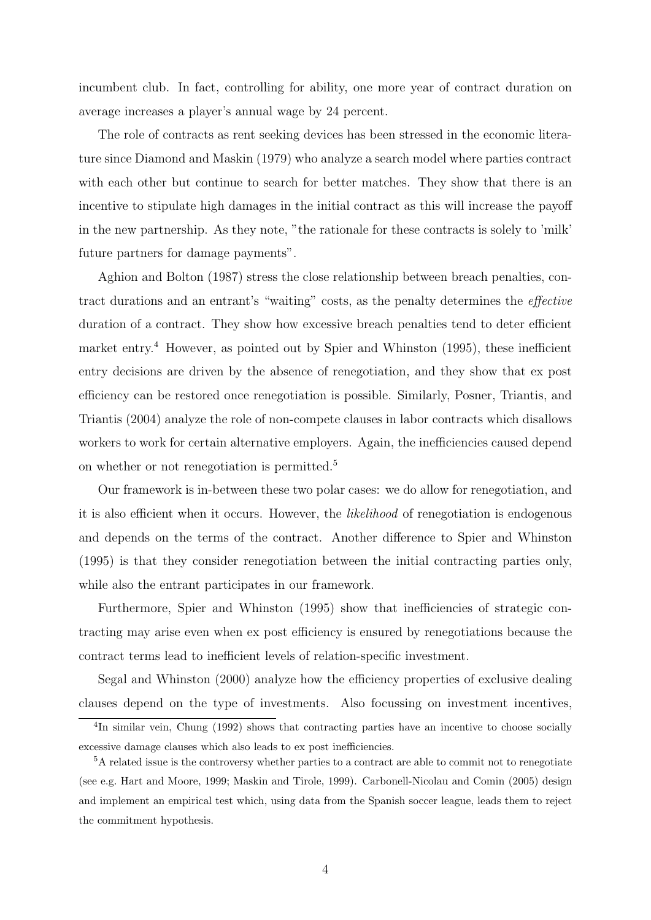incumbent club. In fact, controlling for ability, one more year of contract duration on average increases a player's annual wage by 24 percent.

The role of contracts as rent seeking devices has been stressed in the economic literature since Diamond and Maskin (1979) who analyze a search model where parties contract with each other but continue to search for better matches. They show that there is an incentive to stipulate high damages in the initial contract as this will increase the payoff in the new partnership. As they note, "the rationale for these contracts is solely to 'milk' future partners for damage payments".

Aghion and Bolton (1987) stress the close relationship between breach penalties, contract durations and an entrant's "waiting" costs, as the penalty determines the *effective* duration of a contract. They show how excessive breach penalties tend to deter efficient market entry.[4] However, as pointed out by Spier and Whinston (1995), these inefficient entry decisions are driven by the absence of renegotiation, and they show that ex post efficiency can be restored once renegotiation is possible. Similarly, Posner, Triantis, and Triantis (2004) analyze the role of non-compete clauses in labor contracts which disallows workers to work for certain alternative employers. Again, the inefficiencies caused depend on whether or not renegotiation is permitted.[5]

Our framework is in-between these two polar cases: we do allow for renegotiation, and it is also efficient when it occurs. However, the *likelihood* of renegotiation is endogenous and depends on the terms of the contract. Another difference to Spier and Whinston (1995) is that they consider renegotiation between the initial contracting parties only, while also the entrant participates in our framework.

Furthermore, Spier and Whinston (1995) show that inefficiencies of strategic contracting may arise even when ex post efficiency is ensured by renegotiations because the contract terms lead to inefficient levels of relation-specific investment.

Segal and Whinston (2000) analyze how the efficiency properties of exclusive dealing clauses depend on the type of investments. Also focussing on investment incentives,

[4] In similar vein, Chung (1992) shows that contracting parties have an incentive to choose socially excessive damage clauses which also leads to ex post inefficiencies.

[5] A related issue is the controversy whether parties to a contract are able to commit not to renegotiate (see e.g. Hart and Moore, 1999; Maskin and Tirole, 1999). Carbonell-Nicolau and Comin (2005) design and implement an empirical test which, using data from the Spanish soccer league, leads them to reject the commitment hypothesis.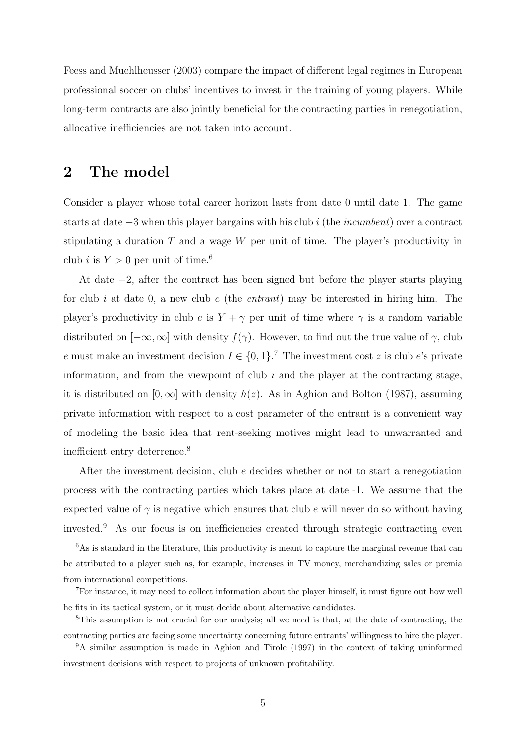Feess and Muehlheusser (2003) compare the impact of different legal regimes in European professional soccer on clubs' incentives to invest in the training of young players. While long-term contracts are also jointly beneficial for the contracting parties in renegotiation, allocative inefficiencies are not taken into account.

## 2 The model

Consider a player whose total career horizon lasts from date 0 until date 1. The game starts at date $-3$ when this player bargains with his club $i$ (the *incumbent*) over a contract stipulating a duration $T$ and a wage $W$ per unit of time. The player's productivity in club $i$ is $Y > 0$ per unit of time.[6]

At date $-2$, after the contract has been signed but before the player starts playing for club $i$ at date 0, a new club $e$ (the *entrant*) may be interested in hiring him. The player's productivity in club $e$ is $Y + \gamma$ per unit of time where $\gamma$ is a random variable distributed on $[-\infty, \infty]$ with density $f(\gamma)$. However, to find out the true value of $\gamma$, club $e$ must make an investment decision $I \in \{0, 1\}$.[7] The investment cost $z$ is club $e$'s private information, and from the viewpoint of club $i$ and the player at the contracting stage, it is distributed on $[0, \infty]$ with density $h(z)$. As in Aghion and Bolton (1987), assuming private information with respect to a cost parameter of the entrant is a convenient way of modeling the basic idea that rent-seeking motives might lead to unwarranted and inefficient entry deterrence.[8]

After the investment decision, club $e$ decides whether or not to start a renegotiation process with the contracting parties which takes place at date -1. We assume that the expected value of $\gamma$ is negative which ensures that club $e$ will never do so without having invested.[9] As our focus is on inefficiencies created through strategic contracting even

[6] As is standard in the literature, this productivity is meant to capture the marginal revenue that can be attributed to a player such as, for example, increases in TV money, merchandizing sales or premia from international competitions.

[7] For instance, it may need to collect information about the player himself, it must figure out how well he fits in its tactical system, or it must decide about alternative candidates.

[8] This assumption is not crucial for our analysis; all we need is that, at the date of contracting, the contracting parties are facing some uncertainty concerning future entrants' willingness to hire the player.

[9] A similar assumption is made in Aghion and Tirole (1997) in the context of taking uninformed investment decisions with respect to projects of unknown profitability.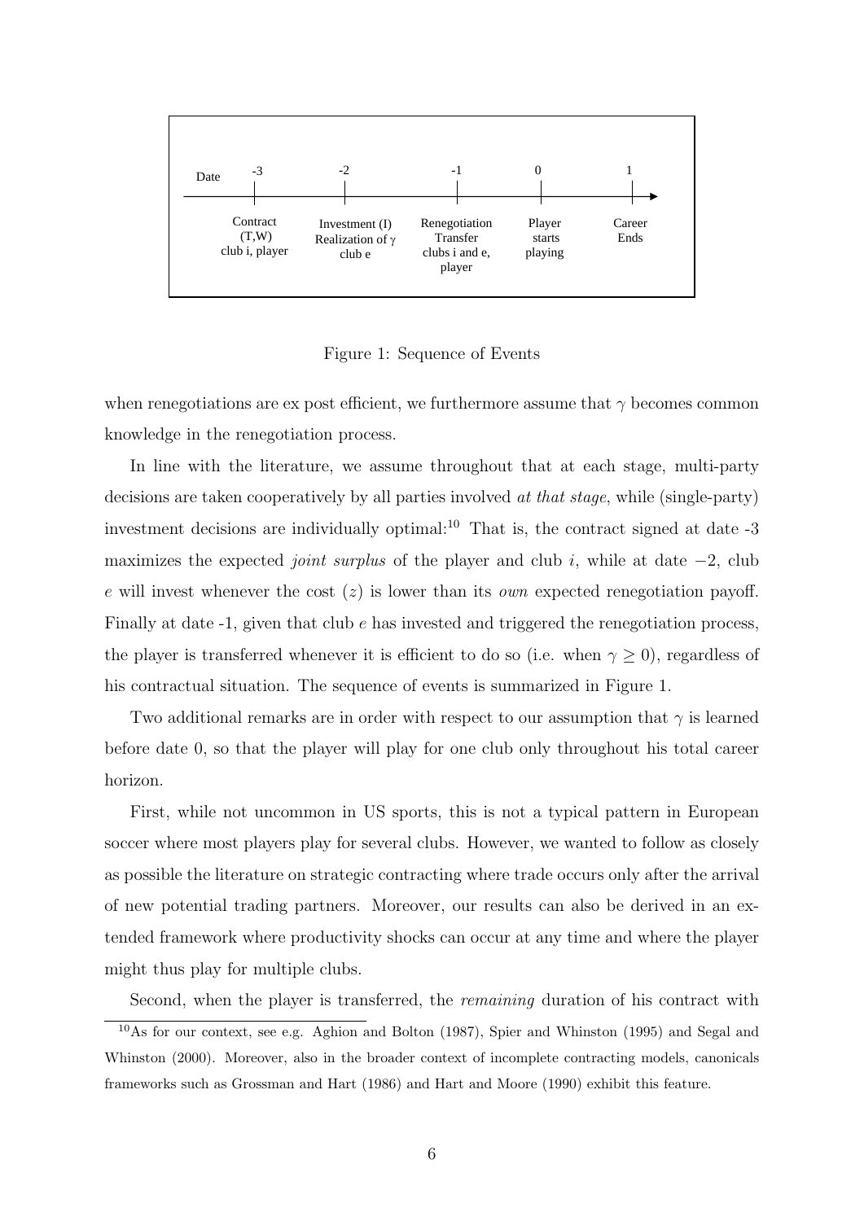| Date | -3 | -2 | -1 | 0 | 1 |
|---|---|---|---|---|---|
| | Contract (T,W) club i, player | Investment (I) Realization of $\gamma$ club e | Renegotiation Transfer clubs i and e, player | Player starts playing | Career Ends |

Figure 1: Sequence of Events

when renegotiations are ex post efficient, we furthermore assume that $\gamma$ becomes common knowledge in the renegotiation process.

In line with the literature, we assume throughout that at each stage, multi-party decisions are taken cooperatively by all parties involved *at that stage*, while (single-party) investment decisions are individually optimal:[10] That is, the contract signed at date -3 maximizes the expected *joint surplus* of the player and club $i$, while at date $-2$, club $e$ will invest whenever the cost $(z)$ is lower than its *own* expected renegotiation payoff. Finally at date -1, given that club $e$ has invested and triggered the renegotiation process, the player is transferred whenever it is efficient to do so (i.e. when $\gamma \geq 0$), regardless of his contractual situation. The sequence of events is summarized in Figure 1.

Two additional remarks are in order with respect to our assumption that $\gamma$ is learned before date 0, so that the player will play for one club only throughout his total career horizon.

First, while not uncommon in US sports, this is not a typical pattern in European soccer where most players play for several clubs. However, we wanted to follow as closely as possible the literature on strategic contracting where trade occurs only after the arrival of new potential trading partners. Moreover, our results can also be derived in an extended framework where productivity shocks can occur at any time and where the player might thus play for multiple clubs.

Second, when the player is transferred, the *remaining* duration of his contract with

[10] As for our context, see e.g. Aghion and Bolton (1987), Spier and Whinston (1995) and Segal and Whinston (2000). Moreover, also in the broader context of incomplete contracting models, canonicals frameworks such as Grossman and Hart (1986) and Hart and Moore (1990) exhibit this feature.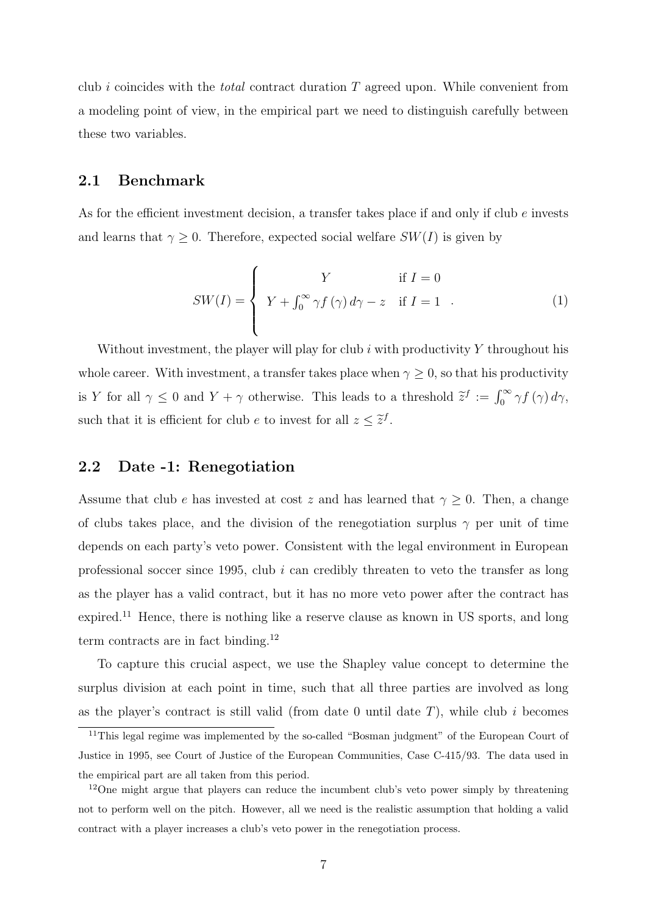club $i$ coincides with the *total* contract duration $T$ agreed upon. While convenient from a modeling point of view, in the empirical part we need to distinguish carefully between these two variables.

## 2.1 Benchmark

As for the efficient investment decision, a transfer takes place if and only if club $e$ invests and learns that $\gamma \geq 0$. Therefore, expected social welfare $SW(I)$ is given by

$$SW(I) = \begin{cases} Y & \text{if } I = 0 \\ Y + \int_0^\infty \gamma f(\gamma)\, d\gamma - z & \text{if } I = 1 \end{cases} . \tag{1}$$

Without investment, the player will play for club $i$ with productivity $Y$ throughout his whole career. With investment, a transfer takes place when $\gamma \geq 0$, so that his productivity is $Y$ for all $\gamma \leq 0$ and $Y + \gamma$ otherwise. This leads to a threshold $\widetilde{z}^f := \int_0^\infty \gamma f(\gamma)\, d\gamma$, such that it is efficient for club $e$ to invest for all $z \leq \widetilde{z}^f$.

## 2.2 Date -1: Renegotiation

Assume that club $e$ has invested at cost $z$ and has learned that $\gamma \geq 0$. Then, a change of clubs takes place, and the division of the renegotiation surplus $\gamma$ per unit of time depends on each party's veto power. Consistent with the legal environment in European professional soccer since 1995, club $i$ can credibly threaten to veto the transfer as long as the player has a valid contract, but it has no more veto power after the contract has expired.[11] Hence, there is nothing like a reserve clause as known in US sports, and long term contracts are in fact binding.[12]

To capture this crucial aspect, we use the Shapley value concept to determine the surplus division at each point in time, such that all three parties are involved as long as the player's contract is still valid (from date 0 until date $T$), while club $i$ becomes

[11] This legal regime was implemented by the so-called "Bosman judgment" of the European Court of Justice in 1995, see Court of Justice of the European Communities, Case C-415/93. The data used in the empirical part are all taken from this period.

[12] One might argue that players can reduce the incumbent club's veto power simply by threatening not to perform well on the pitch. However, all we need is the realistic assumption that holding a valid contract with a player increases a club's veto power in the renegotiation process.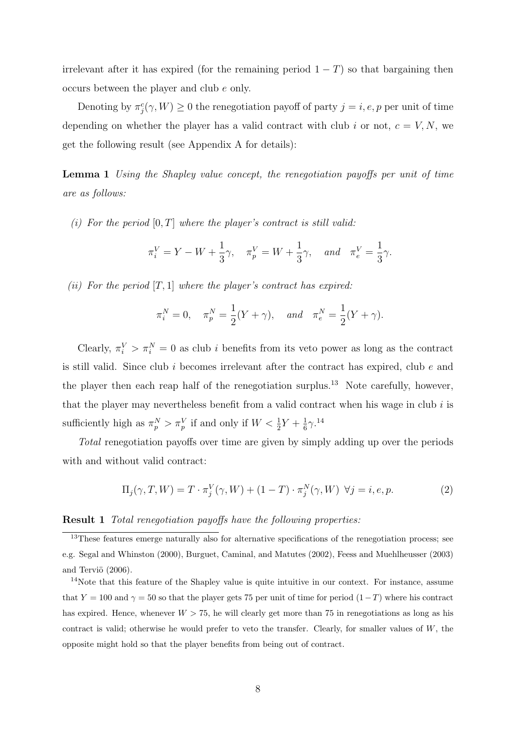irrelevant after it has expired (for the remaining period $1 - T$) so that bargaining then occurs between the player and club $e$ only.

Denoting by $\pi_j^c(\gamma, W) \geq 0$ the renegotiation payoff of party $j = i, e, p$ per unit of time depending on whether the player has a valid contract with club $i$ or not, $c = V, N$, we get the following result (see Appendix A for details):

**Lemma 1** *Using the Shapley value concept, the renegotiation payoffs per unit of time are as follows:*

*(i) For the period $[0, T]$ where the player's contract is still valid:*

$$\pi_i^V = Y - W + \frac{1}{3}\gamma, \quad \pi_p^V = W + \frac{1}{3}\gamma, \quad \textit{and} \quad \pi_e^V = \frac{1}{3}\gamma.$$

*(ii) For the period $[T, 1]$ where the player's contract has expired:*

$$\pi_i^N = 0, \quad \pi_p^N = \frac{1}{2}(Y + \gamma), \quad \textit{and} \quad \pi_e^N = \frac{1}{2}(Y + \gamma).$$

Clearly, $\pi_i^V > \pi_i^N = 0$ as club $i$ benefits from its veto power as long as the contract is still valid. Since club $i$ becomes irrelevant after the contract has expired, club $e$ and the player then each reap half of the renegotiation surplus.[13] Note carefully, however, that the player may nevertheless benefit from a valid contract when his wage in club $i$ is sufficiently high as $\pi_p^N > \pi_p^V$ if and only if $W < \frac{1}{2}Y + \frac{1}{6}\gamma$.[14]

*Total* renegotiation payoffs over time are given by simply adding up over the periods with and without valid contract:

$$\Pi_j(\gamma, T, W) = T \cdot \pi_j^V(\gamma, W) + (1 - T) \cdot \pi_j^N(\gamma, W) \;\; \forall j = i, e, p. \tag{2}$$

**Result 1** *Total renegotiation payoffs have the following properties:*

[13] These features emerge naturally also for alternative specifications of the renegotiation process; see e.g. Segal and Whinston (2000), Burguet, Caminal, and Matutes (2002), Feess and Muehlheusser (2003) and Terviö (2006).

[14] Note that this feature of the Shapley value is quite intuitive in our context. For instance, assume that $Y = 100$ and $\gamma = 50$ so that the player gets 75 per unit of time for period $(1-T)$ where his contract has expired. Hence, whenever $W > 75$, he will clearly get more than 75 in renegotiations as long as his contract is valid; otherwise he would prefer to veto the transfer. Clearly, for smaller values of $W$, the opposite might hold so that the player benefits from being out of contract.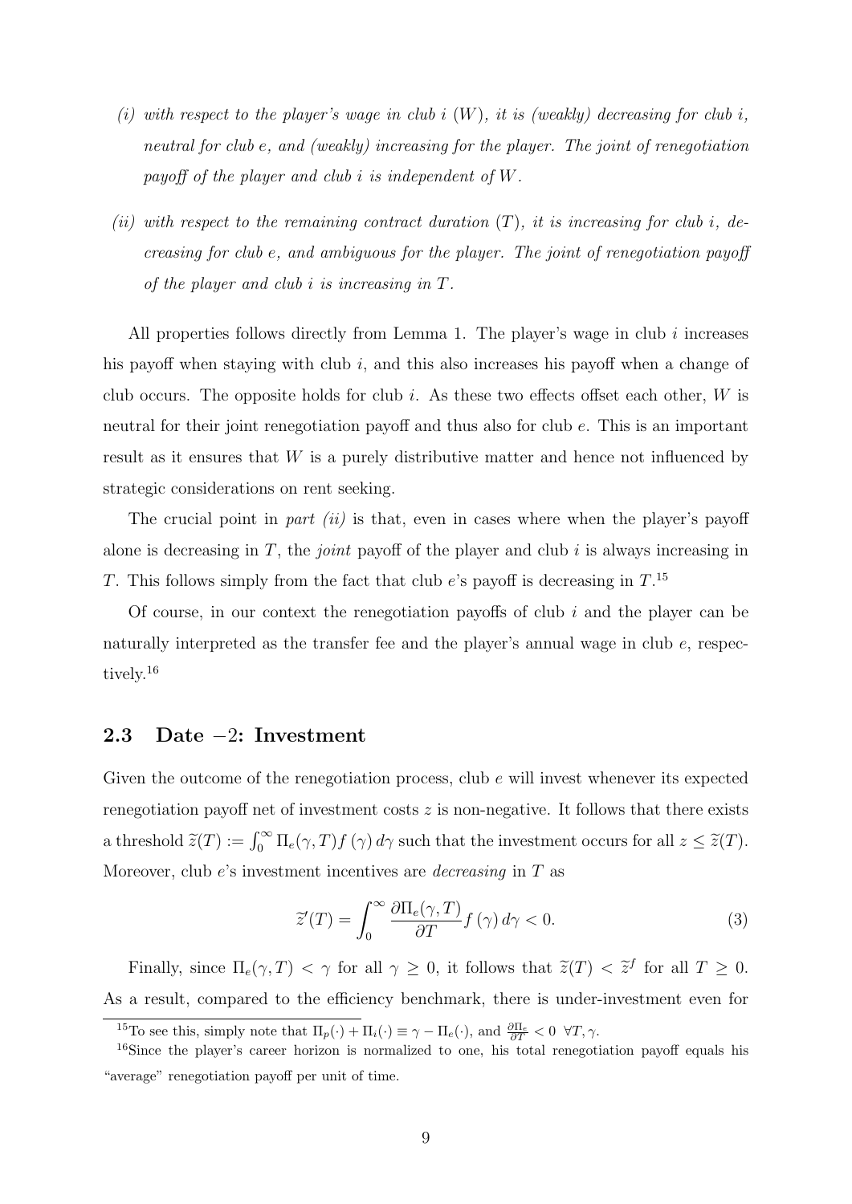(i) *with respect to the player's wage in club $i$ ($W$), it is (weakly) decreasing for club $i$, neutral for club $e$, and (weakly) increasing for the player. The joint of renegotiation payoff of the player and club $i$ is independent of $W$.*

(ii) *with respect to the remaining contract duration ($T$), it is increasing for club $i$, decreasing for club $e$, and ambiguous for the player. The joint of renegotiation payoff of the player and club $i$ is increasing in $T$.*

All properties follows directly from Lemma 1. The player's wage in club $i$ increases his payoff when staying with club $i$, and this also increases his payoff when a change of club occurs. The opposite holds for club $i$. As these two effects offset each other, $W$ is neutral for their joint renegotiation payoff and thus also for club $e$. This is an important result as it ensures that $W$ is a purely distributive matter and hence not influenced by strategic considerations on rent seeking.

The crucial point in *part (ii)* is that, even in cases where when the player's payoff alone is decreasing in $T$, the *joint* payoff of the player and club $i$ is always increasing in $T$. This follows simply from the fact that club $e$'s payoff is decreasing in $T$.[15]

Of course, in our context the renegotiation payoffs of club $i$ and the player can be naturally interpreted as the transfer fee and the player's annual wage in club $e$, respectively.[16]

## 2.3 Date −2: Investment

Given the outcome of the renegotiation process, club $e$ will invest whenever its expected renegotiation payoff net of investment costs $z$ is non-negative. It follows that there exists a threshold $\widetilde{z}(T) := \int_0^\infty \Pi_e(\gamma, T) f(\gamma)\, d\gamma$ such that the investment occurs for all $z \leq \widetilde{z}(T)$. Moreover, club $e$'s investment incentives are *decreasing* in $T$ as

$$\widetilde{z}'(T) = \int_0^\infty \frac{\partial \Pi_e(\gamma, T)}{\partial T} f(\gamma)\, d\gamma < 0. \tag{3}$$

Finally, since $\Pi_e(\gamma, T) < \gamma$ for all $\gamma \geq 0$, it follows that $\widetilde{z}(T) < \widetilde{z}^f$ for all $T \geq 0$. As a result, compared to the efficiency benchmark, there is under-investment even for

[15] To see this, simply note that $\Pi_p(\cdot) + \Pi_i(\cdot) \equiv \gamma - \Pi_e(\cdot)$, and $\frac{\partial \Pi_e}{\partial T} < 0 \;\; \forall T, \gamma$.

[16] Since the player's career horizon is normalized to one, his total renegotiation payoff equals his "average" renegotiation payoff per unit of time.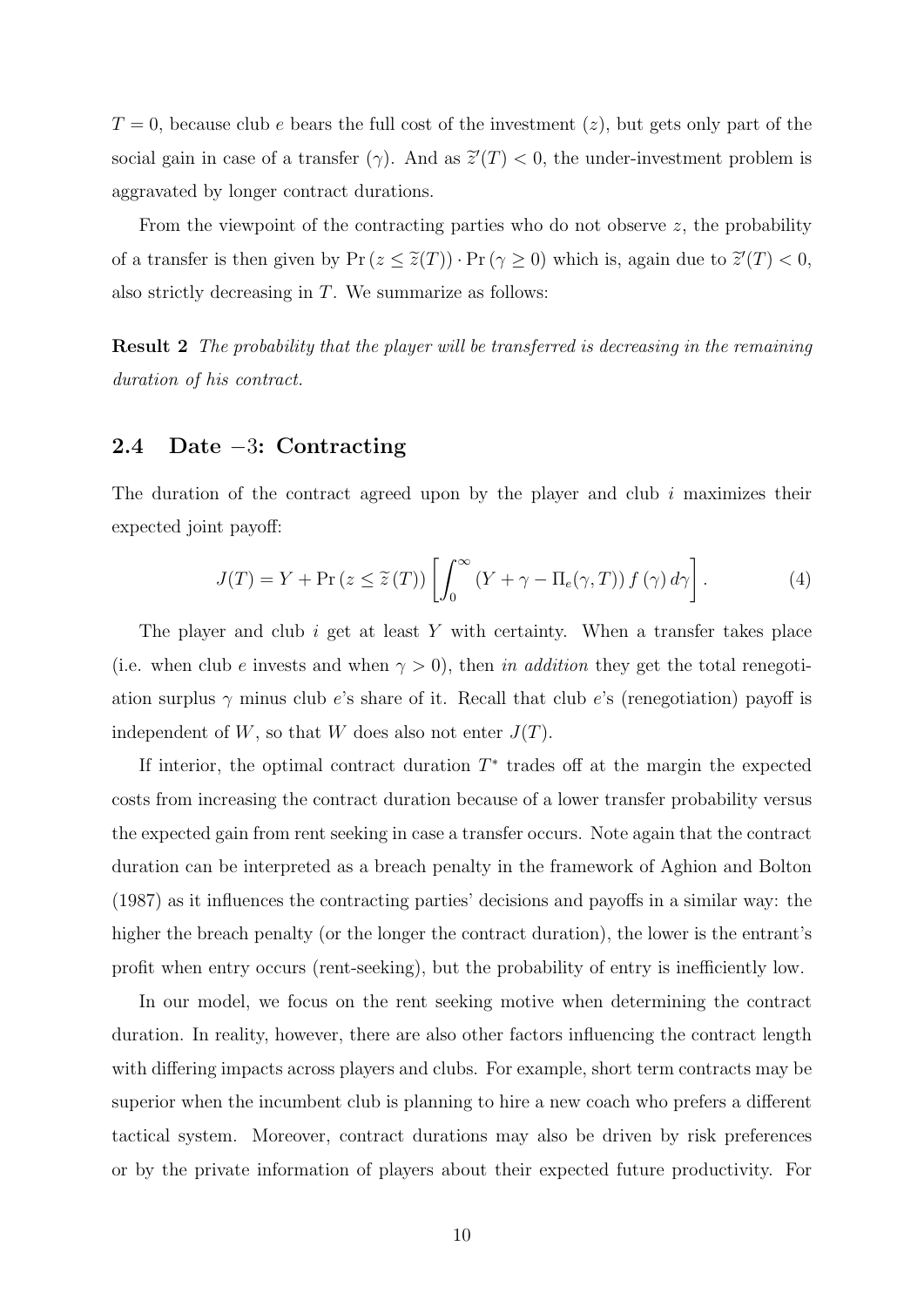$T = 0$, because club $e$ bears the full cost of the investment ($z$), but gets only part of the social gain in case of a transfer ($\gamma$). And as $\widetilde{z}'(T) < 0$, the under-investment problem is aggravated by longer contract durations.

From the viewpoint of the contracting parties who do not observe $z$, the probability of a transfer is then given by $\Pr(z \leq \widetilde{z}(T)) \cdot \Pr(\gamma \geq 0)$ which is, again due to $\widetilde{z}'(T) < 0$, also strictly decreasing in $T$. We summarize as follows:

**Result 2** *The probability that the player will be transferred is decreasing in the remaining duration of his contract.*

## 2.4 Date $-3$: Contracting

The duration of the contract agreed upon by the player and club $i$ maximizes their expected joint payoff:

$$J(T) = Y + \Pr(z \leq \widetilde{z}(T)) \left[ \int_0^\infty (Y + \gamma - \Pi_e(\gamma, T)) f(\gamma) \, d\gamma \right]. \tag{4}$$

The player and club $i$ get at least $Y$ with certainty. When a transfer takes place (i.e. when club $e$ invests and when $\gamma > 0$), then *in addition* they get the total renegotiation surplus $\gamma$ minus club $e$'s share of it. Recall that club $e$'s (renegotiation) payoff is independent of $W$, so that $W$ does also not enter $J(T)$.

If interior, the optimal contract duration $T^*$ trades off at the margin the expected costs from increasing the contract duration because of a lower transfer probability versus the expected gain from rent seeking in case a transfer occurs. Note again that the contract duration can be interpreted as a breach penalty in the framework of Aghion and Bolton (1987) as it influences the contracting parties' decisions and payoffs in a similar way: the higher the breach penalty (or the longer the contract duration), the lower is the entrant's profit when entry occurs (rent-seeking), but the probability of entry is inefficiently low.

In our model, we focus on the rent seeking motive when determining the contract duration. In reality, however, there are also other factors influencing the contract length with differing impacts across players and clubs. For example, short term contracts may be superior when the incumbent club is planning to hire a new coach who prefers a different tactical system. Moreover, contract durations may also be driven by risk preferences or by the private information of players about their expected future productivity. For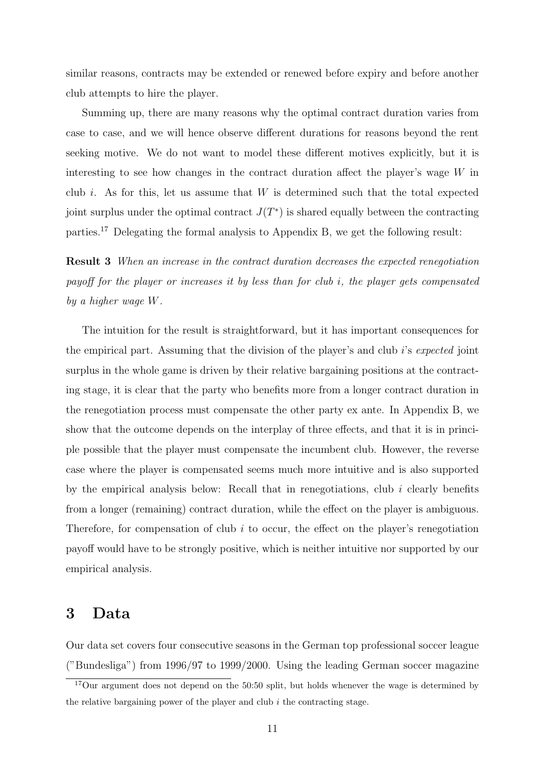similar reasons, contracts may be extended or renewed before expiry and before another club attempts to hire the player.

Summing up, there are many reasons why the optimal contract duration varies from case to case, and we will hence observe different durations for reasons beyond the rent seeking motive. We do not want to model these different motives explicitly, but it is interesting to see how changes in the contract duration affect the player's wage $W$ in club $i$. As for this, let us assume that $W$ is determined such that the total expected joint surplus under the optimal contract $J(T^*)$ is shared equally between the contracting parties.[17] Delegating the formal analysis to Appendix B, we get the following result:

**Result 3** *When an increase in the contract duration decreases the expected renegotiation payoff for the player or increases it by less than for club $i$, the player gets compensated by a higher wage $W$.*

The intuition for the result is straightforward, but it has important consequences for the empirical part. Assuming that the division of the player's and club $i$'s *expected* joint surplus in the whole game is driven by their relative bargaining positions at the contracting stage, it is clear that the party who benefits more from a longer contract duration in the renegotiation process must compensate the other party ex ante. In Appendix B, we show that the outcome depends on the interplay of three effects, and that it is in principle possible that the player must compensate the incumbent club. However, the reverse case where the player is compensated seems much more intuitive and is also supported by the empirical analysis below: Recall that in renegotiations, club $i$ clearly benefits from a longer (remaining) contract duration, while the effect on the player is ambiguous. Therefore, for compensation of club $i$ to occur, the effect on the player's renegotiation payoff would have to be strongly positive, which is neither intuitive nor supported by our empirical analysis.

# 3 Data

Our data set covers four consecutive seasons in the German top professional soccer league ("Bundesliga") from 1996/97 to 1999/2000. Using the leading German soccer magazine

[17] Our argument does not depend on the 50:50 split, but holds whenever the wage is determined by the relative bargaining power of the player and club $i$ the contracting stage.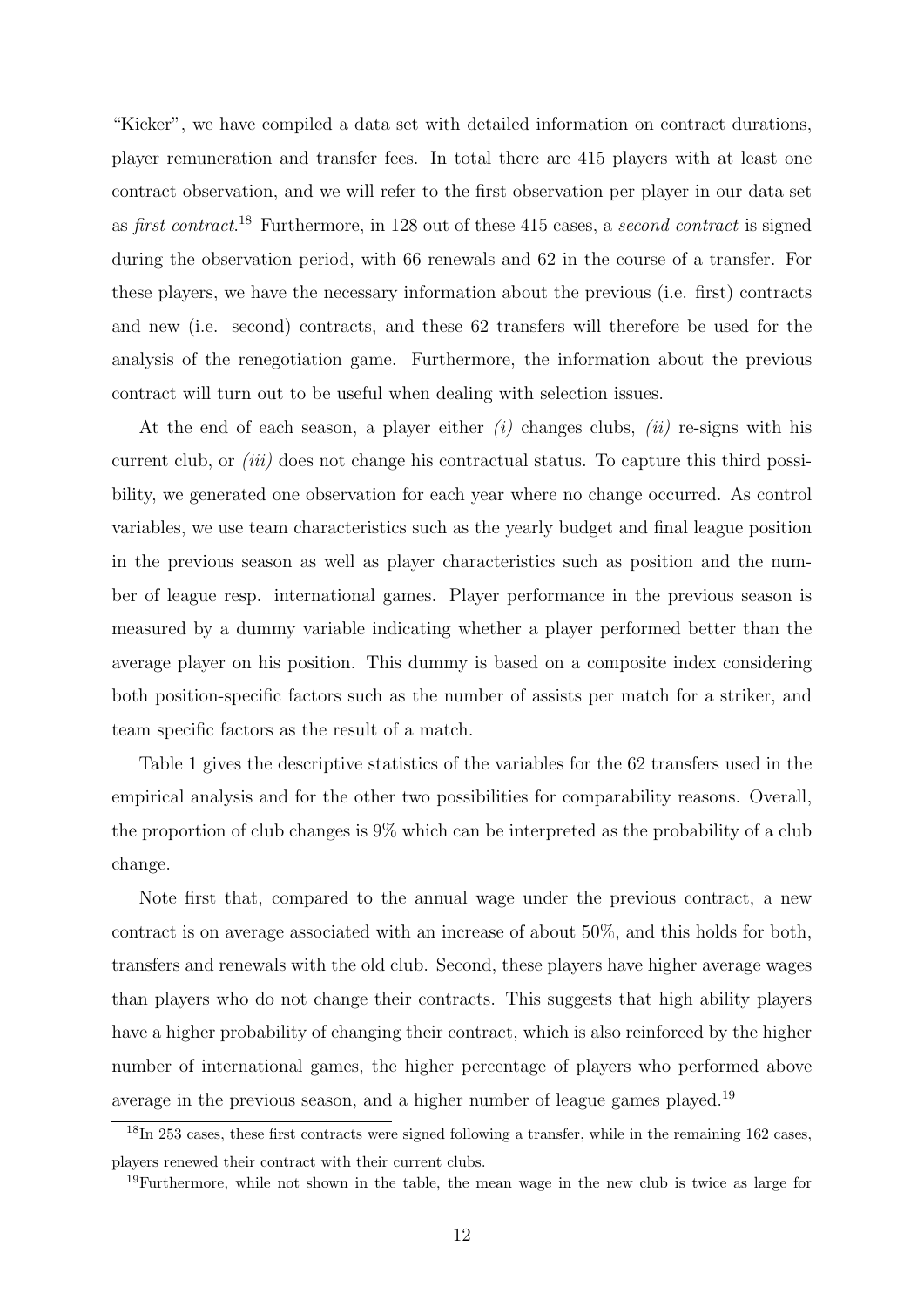"Kicker", we have compiled a data set with detailed information on contract durations, player remuneration and transfer fees. In total there are 415 players with at least one contract observation, and we will refer to the first observation per player in our data set as *first contract*.[18] Furthermore, in 128 out of these 415 cases, a *second contract* is signed during the observation period, with 66 renewals and 62 in the course of a transfer. For these players, we have the necessary information about the previous (i.e. first) contracts and new (i.e. second) contracts, and these 62 transfers will therefore be used for the analysis of the renegotiation game. Furthermore, the information about the previous contract will turn out to be useful when dealing with selection issues.

At the end of each season, a player either *(i)* changes clubs, *(ii)* re-signs with his current club, or *(iii)* does not change his contractual status. To capture this third possibility, we generated one observation for each year where no change occurred. As control variables, we use team characteristics such as the yearly budget and final league position in the previous season as well as player characteristics such as position and the number of league resp. international games. Player performance in the previous season is measured by a dummy variable indicating whether a player performed better than the average player on his position. This dummy is based on a composite index considering both position-specific factors such as the number of assists per match for a striker, and team specific factors as the result of a match.

Table 1 gives the descriptive statistics of the variables for the 62 transfers used in the empirical analysis and for the other two possibilities for comparability reasons. Overall, the proportion of club changes is 9% which can be interpreted as the probability of a club change.

Note first that, compared to the annual wage under the previous contract, a new contract is on average associated with an increase of about 50%, and this holds for both, transfers and renewals with the old club. Second, these players have higher average wages than players who do not change their contracts. This suggests that high ability players have a higher probability of changing their contract, which is also reinforced by the higher number of international games, the higher percentage of players who performed above average in the previous season, and a higher number of league games played.[19]

[18] In 253 cases, these first contracts were signed following a transfer, while in the remaining 162 cases, players renewed their contract with their current clubs.

[19] Furthermore, while not shown in the table, the mean wage in the new club is twice as large for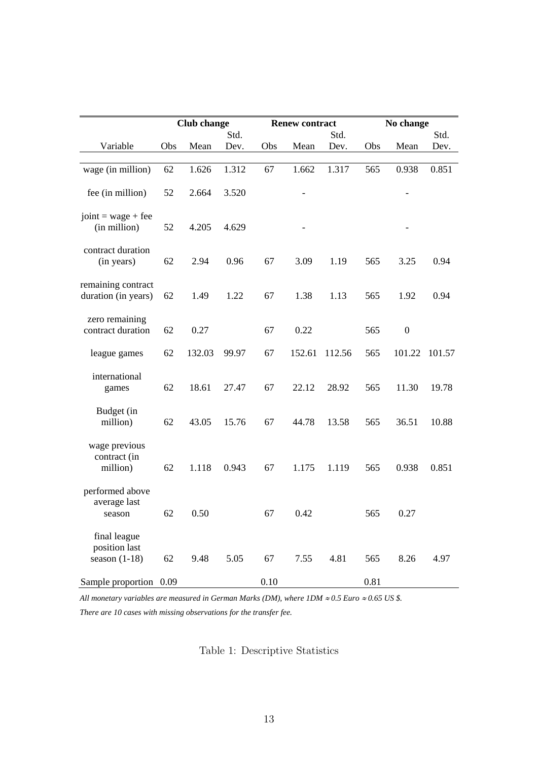| Variable | Club change | | | Renew contract | | | No change | | |
|---|---|---|---|---|---|---|---|---|---|
| | Obs | Mean | Std. Dev. | Obs | Mean | Std. Dev. | Obs | Mean | Std. Dev. |
| wage (in million) | 62 | 1.626 | 1.312 | 67 | 1.662 | 1.317 | 565 | 0.938 | 0.851 |
| fee (in million) | 52 | 2.664 | 3.520 | | - | | | - | |
| joint = wage + fee (in million) | 52 | 4.205 | 4.629 | | - | | | - | |
| contract duration (in years) | 62 | 2.94 | 0.96 | 67 | 3.09 | 1.19 | 565 | 3.25 | 0.94 |
| remaining contract duration (in years) | 62 | 1.49 | 1.22 | 67 | 1.38 | 1.13 | 565 | 1.92 | 0.94 |
| zero remaining contract duration | 62 | 0.27 | | 67 | 0.22 | | 565 | 0 | |
| league games | 62 | 132.03 | 99.97 | 67 | 152.61 | 112.56 | 565 | 101.22 | 101.57 |
| international games | 62 | 18.61 | 27.47 | 67 | 22.12 | 28.92 | 565 | 11.30 | 19.78 |
| Budget (in million) | 62 | 43.05 | 15.76 | 67 | 44.78 | 13.58 | 565 | 36.51 | 10.88 |
| wage previous contract (in million) | 62 | 1.118 | 0.943 | 67 | 1.175 | 1.119 | 565 | 0.938 | 0.851 |
| performed above average last season | 62 | 0.50 | | 67 | 0.42 | | 565 | 0.27 | |
| final league position last season (1-18) | 62 | 9.48 | 5.05 | 67 | 7.55 | 4.81 | 565 | 8.26 | 4.97 |
| Sample proportion | 0.09 | | | 0.10 | | | 0.81 | | |

*All monetary variables are measured in German Marks (DM), where 1DM ≈ 0.5 Euro ≈ 0.65 US $.*

*There are 10 cases with missing observations for the transfer fee.*

Table 1: Descriptive Statistics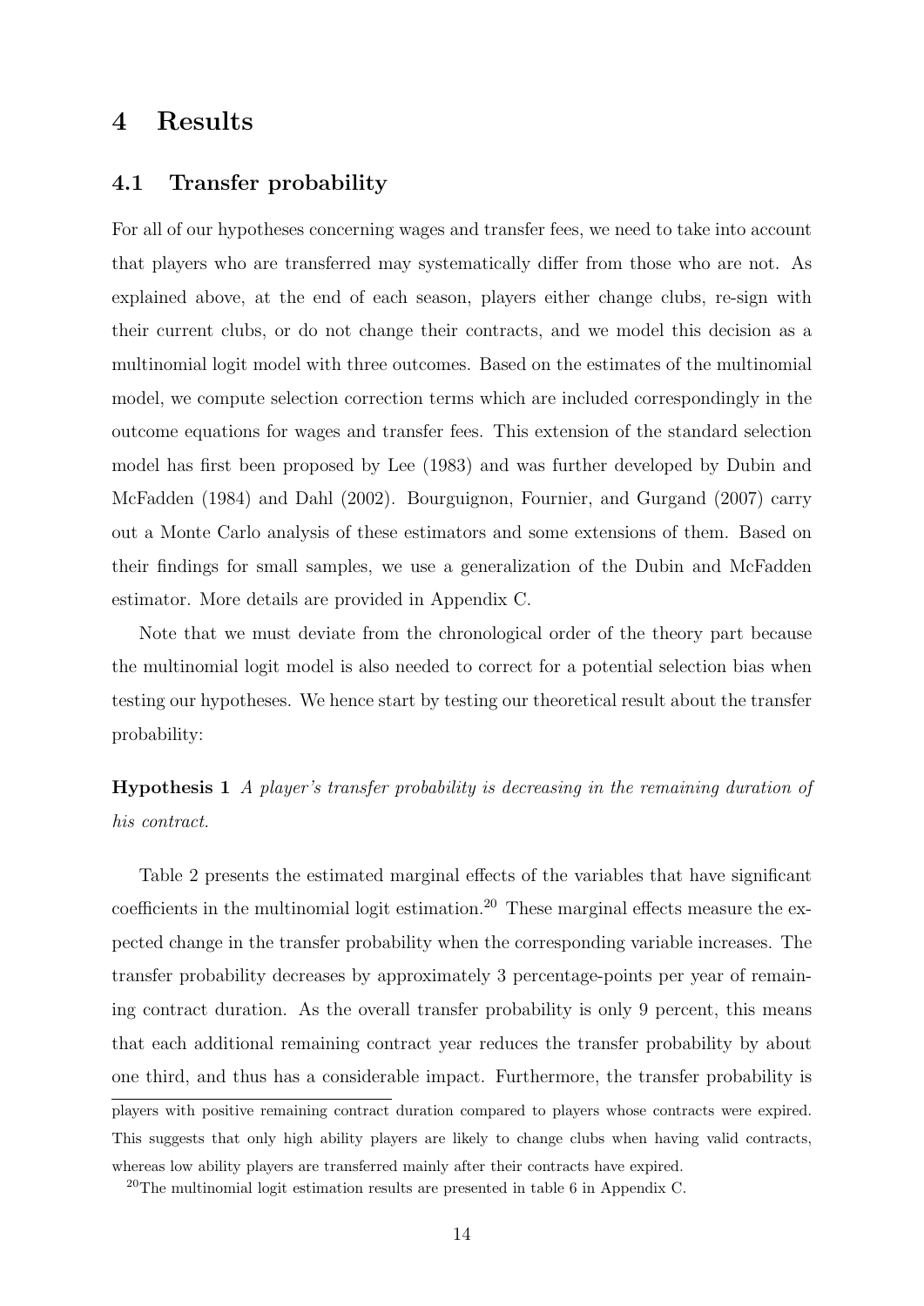# 4 Results

## 4.1 Transfer probability

For all of our hypotheses concerning wages and transfer fees, we need to take into account that players who are transferred may systematically differ from those who are not. As explained above, at the end of each season, players either change clubs, re-sign with their current clubs, or do not change their contracts, and we model this decision as a multinomial logit model with three outcomes. Based on the estimates of the multinomial model, we compute selection correction terms which are included correspondingly in the outcome equations for wages and transfer fees. This extension of the standard selection model has first been proposed by Lee (1983) and was further developed by Dubin and McFadden (1984) and Dahl (2002). Bourguignon, Fournier, and Gurgand (2007) carry out a Monte Carlo analysis of these estimators and some extensions of them. Based on their findings for small samples, we use a generalization of the Dubin and McFadden estimator. More details are provided in Appendix C.

Note that we must deviate from the chronological order of the theory part because the multinomial logit model is also needed to correct for a potential selection bias when testing our hypotheses. We hence start by testing our theoretical result about the transfer probability:

**Hypothesis 1** *A player's transfer probability is decreasing in the remaining duration of his contract.*

Table 2 presents the estimated marginal effects of the variables that have significant coefficients in the multinomial logit estimation.[20] These marginal effects measure the expected change in the transfer probability when the corresponding variable increases. The transfer probability decreases by approximately 3 percentage-points per year of remaining contract duration. As the overall transfer probability is only 9 percent, this means that each additional remaining contract year reduces the transfer probability by about one third, and thus has a considerable impact. Furthermore, the transfer probability is

players with positive remaining contract duration compared to players whose contracts were expired. This suggests that only high ability players are likely to change clubs when having valid contracts, whereas low ability players are transferred mainly after their contracts have expired.

[20] The multinomial logit estimation results are presented in table 6 in Appendix C.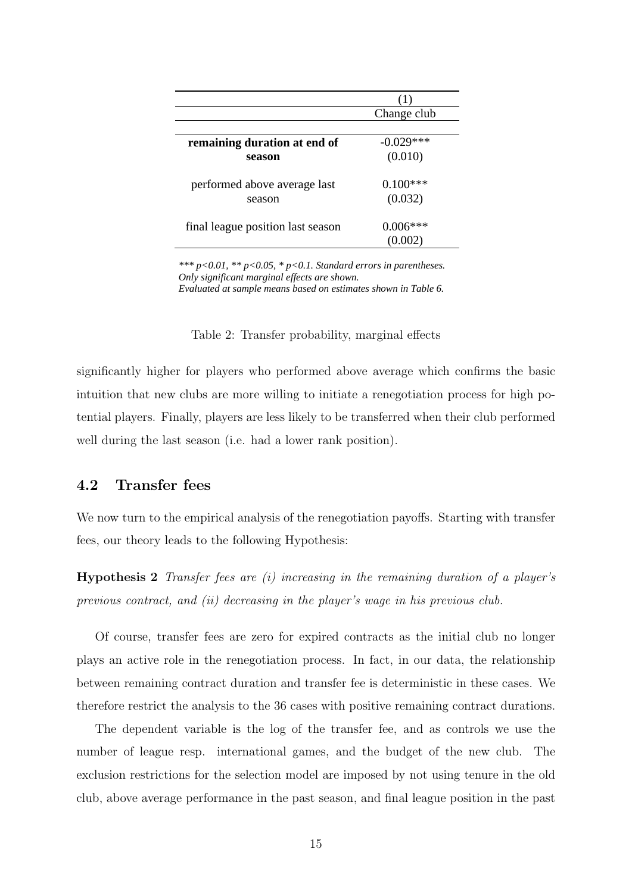|  | (1) |
|---|---|
|  | Change club |
| **remaining duration at end of season** | -0.029*** |
|  | (0.010) |
| performed above average last season | 0.100*** |
|  | (0.032) |
| final league position last season | 0.006*** |
|  | (0.002) |

*\*\*\* p<0.01, \*\* p<0.05, \* p<0.1. Standard errors in parentheses.*
*Only significant marginal effects are shown.*
*Evaluated at sample means based on estimates shown in Table 6.*

Table 2: Transfer probability, marginal effects

significantly higher for players who performed above average which confirms the basic intuition that new clubs are more willing to initiate a renegotiation process for high potential players. Finally, players are less likely to be transferred when their club performed well during the last season (i.e. had a lower rank position).

### 4.2 Transfer fees

We now turn to the empirical analysis of the renegotiation payoffs. Starting with transfer fees, our theory leads to the following Hypothesis:

**Hypothesis 2** *Transfer fees are (i) increasing in the remaining duration of a player's previous contract, and (ii) decreasing in the player's wage in his previous club.*

Of course, transfer fees are zero for expired contracts as the initial club no longer plays an active role in the renegotiation process. In fact, in our data, the relationship between remaining contract duration and transfer fee is deterministic in these cases. We therefore restrict the analysis to the 36 cases with positive remaining contract durations.

The dependent variable is the log of the transfer fee, and as controls we use the number of league resp. international games, and the budget of the new club. The exclusion restrictions for the selection model are imposed by not using tenure in the old club, above average performance in the past season, and final league position in the past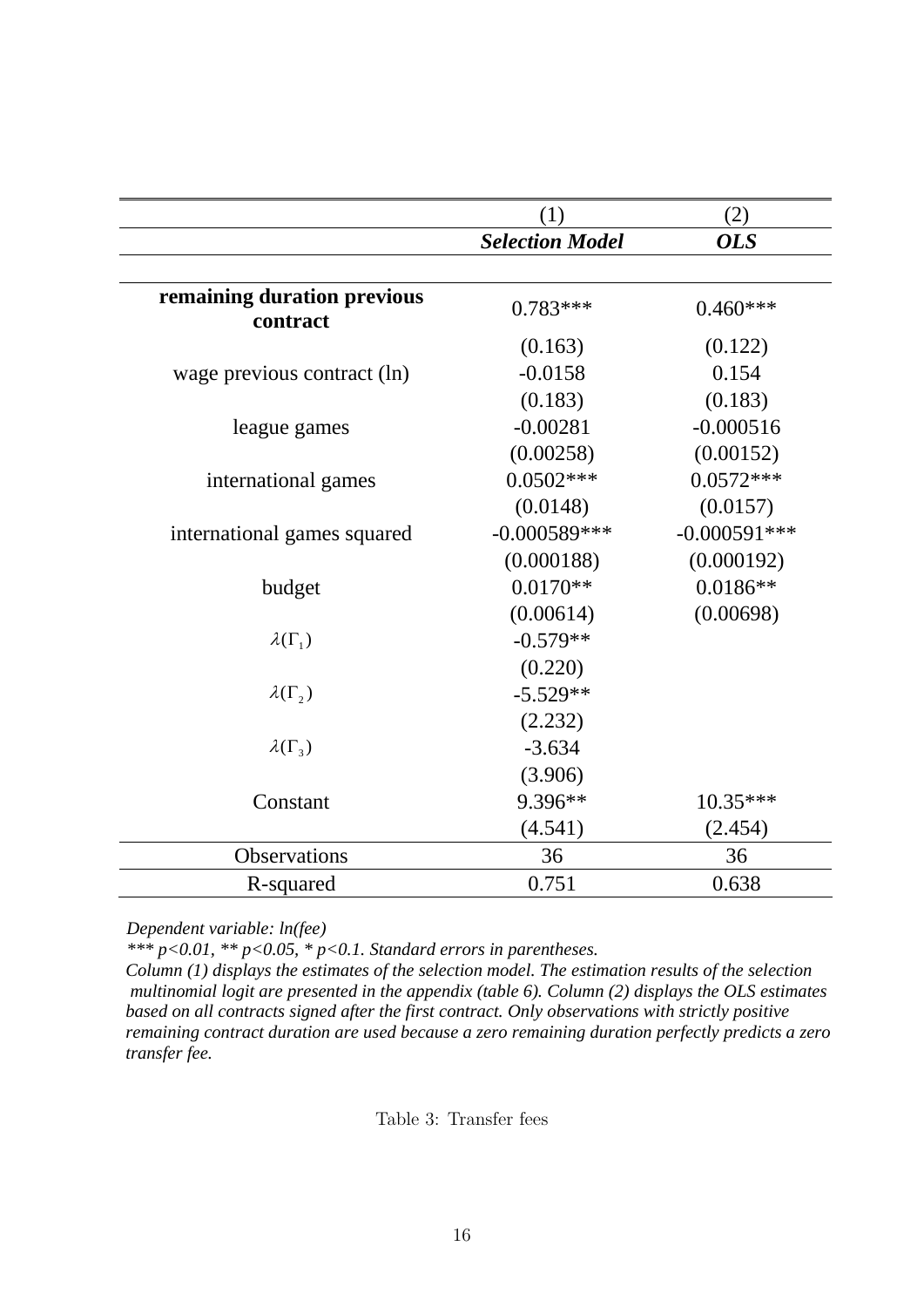|  | (1) | (2) |
|---|---|---|
|  | ***Selection Model*** | ***OLS*** |
| **remaining duration previous contract** | 0.783*** | 0.460*** |
|  | (0.163) | (0.122) |
| wage previous contract (ln) | -0.0158 | 0.154 |
|  | (0.183) | (0.183) |
| league games | -0.00281 | -0.000516 |
|  | (0.00258) | (0.00152) |
| international games | 0.0502*** | 0.0572*** |
|  | (0.0148) | (0.0157) |
| international games squared | -0.000589*** | -0.000591*** |
|  | (0.000188) | (0.000192) |
| budget | 0.0170** | 0.0186** |
|  | (0.00614) | (0.00698) |
| $\lambda(\Gamma_1)$ | -0.579** |  |
|  | (0.220) |  |
| $\lambda(\Gamma_2)$ | -5.529** |  |
|  | (2.232) |  |
| $\lambda(\Gamma_3)$ | -3.634 |  |
|  | (3.906) |  |
| Constant | 9.396** | 10.35*** |
|  | (4.541) | (2.454) |
| Observations | 36 | 36 |
| R-squared | 0.751 | 0.638 |

*Dependent variable: ln(fee)*
**** p<0.01, ** p<0.05, * p<0.1. Standard errors in parentheses.*
*Column (1) displays the estimates of the selection model. The estimation results of the selection multinomial logit are presented in the appendix (table 6). Column (2) displays the OLS estimates based on all contracts signed after the first contract. Only observations with strictly positive remaining contract duration are used because a zero remaining duration perfectly predicts a zero transfer fee.*

Table 3: Transfer fees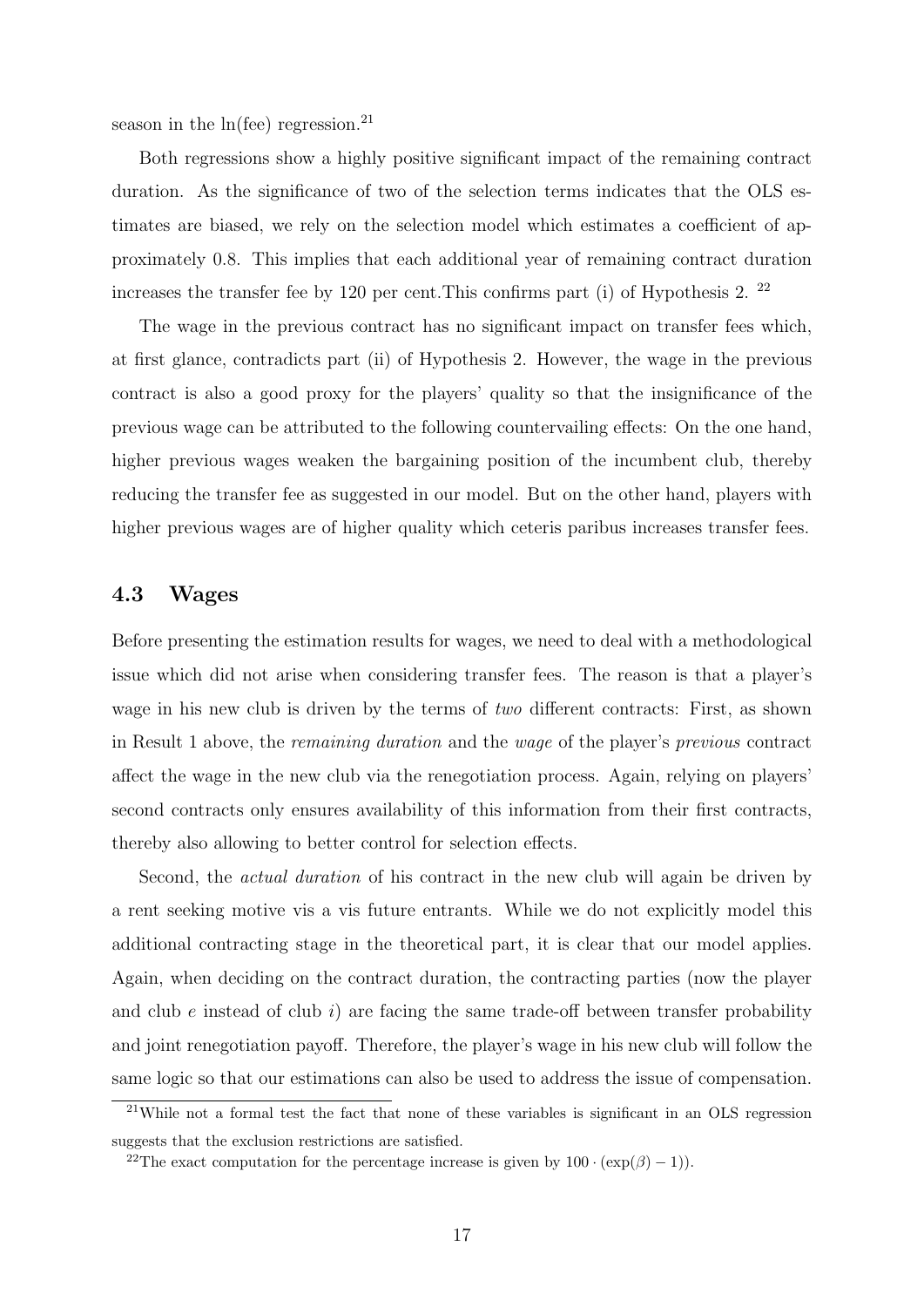season in the ln(fee) regression.[21]

Both regressions show a highly positive significant impact of the remaining contract duration. As the significance of two of the selection terms indicates that the OLS estimates are biased, we rely on the selection model which estimates a coefficient of approximately 0.8. This implies that each additional year of remaining contract duration increases the transfer fee by 120 per cent.This confirms part (i) of Hypothesis 2. [22]

The wage in the previous contract has no significant impact on transfer fees which, at first glance, contradicts part (ii) of Hypothesis 2. However, the wage in the previous contract is also a good proxy for the players' quality so that the insignificance of the previous wage can be attributed to the following countervailing effects: On the one hand, higher previous wages weaken the bargaining position of the incumbent club, thereby reducing the transfer fee as suggested in our model. But on the other hand, players with higher previous wages are of higher quality which ceteris paribus increases transfer fees.

### 4.3 Wages

Before presenting the estimation results for wages, we need to deal with a methodological issue which did not arise when considering transfer fees. The reason is that a player's wage in his new club is driven by the terms of *two* different contracts: First, as shown in Result 1 above, the *remaining duration* and the *wage* of the player's *previous* contract affect the wage in the new club via the renegotiation process. Again, relying on players' second contracts only ensures availability of this information from their first contracts, thereby also allowing to better control for selection effects.

Second, the *actual duration* of his contract in the new club will again be driven by a rent seeking motive vis a vis future entrants. While we do not explicitly model this additional contracting stage in the theoretical part, it is clear that our model applies. Again, when deciding on the contract duration, the contracting parties (now the player and club $e$ instead of club $i$) are facing the same trade-off between transfer probability and joint renegotiation payoff. Therefore, the player's wage in his new club will follow the same logic so that our estimations can also be used to address the issue of compensation.

[21] While not a formal test the fact that none of these variables is significant in an OLS regression suggests that the exclusion restrictions are satisfied.

[22] The exact computation for the percentage increase is given by $100 \cdot (\exp(\beta) - 1))$.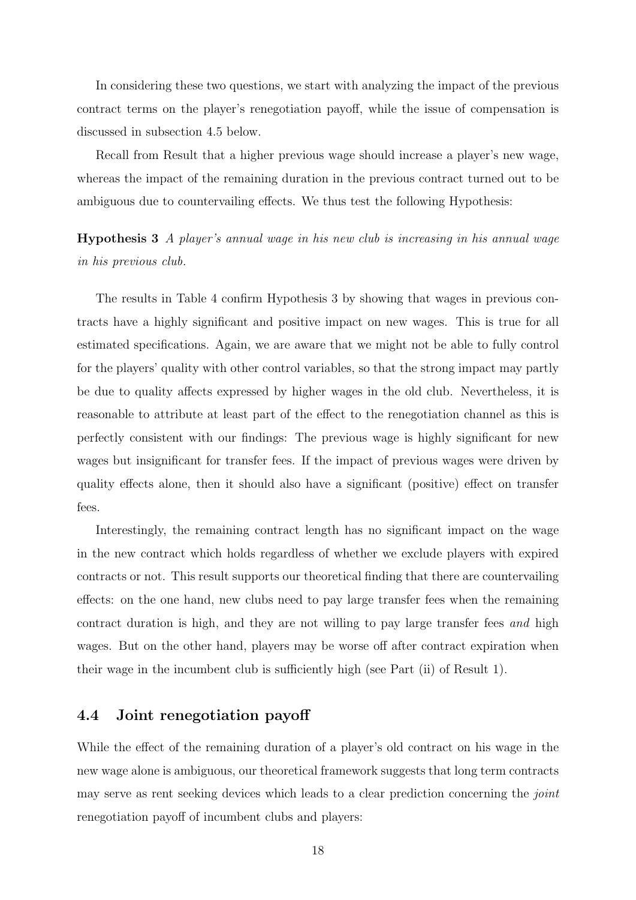In considering these two questions, we start with analyzing the impact of the previous contract terms on the player's renegotiation payoff, while the issue of compensation is discussed in subsection 4.5 below.

Recall from Result that a higher previous wage should increase a player's new wage, whereas the impact of the remaining duration in the previous contract turned out to be ambiguous due to countervailing effects. We thus test the following Hypothesis:

**Hypothesis 3** *A player's annual wage in his new club is increasing in his annual wage in his previous club.*

The results in Table 4 confirm Hypothesis 3 by showing that wages in previous contracts have a highly significant and positive impact on new wages. This is true for all estimated specifications. Again, we are aware that we might not be able to fully control for the players' quality with other control variables, so that the strong impact may partly be due to quality affects expressed by higher wages in the old club. Nevertheless, it is reasonable to attribute at least part of the effect to the renegotiation channel as this is perfectly consistent with our findings: The previous wage is highly significant for new wages but insignificant for transfer fees. If the impact of previous wages were driven by quality effects alone, then it should also have a significant (positive) effect on transfer fees.

Interestingly, the remaining contract length has no significant impact on the wage in the new contract which holds regardless of whether we exclude players with expired contracts or not. This result supports our theoretical finding that there are countervailing effects: on the one hand, new clubs need to pay large transfer fees when the remaining contract duration is high, and they are not willing to pay large transfer fees *and* high wages. But on the other hand, players may be worse off after contract expiration when their wage in the incumbent club is sufficiently high (see Part (ii) of Result 1).

## 4.4 Joint renegotiation payoff

While the effect of the remaining duration of a player's old contract on his wage in the new wage alone is ambiguous, our theoretical framework suggests that long term contracts may serve as rent seeking devices which leads to a clear prediction concerning the *joint* renegotiation payoff of incumbent clubs and players: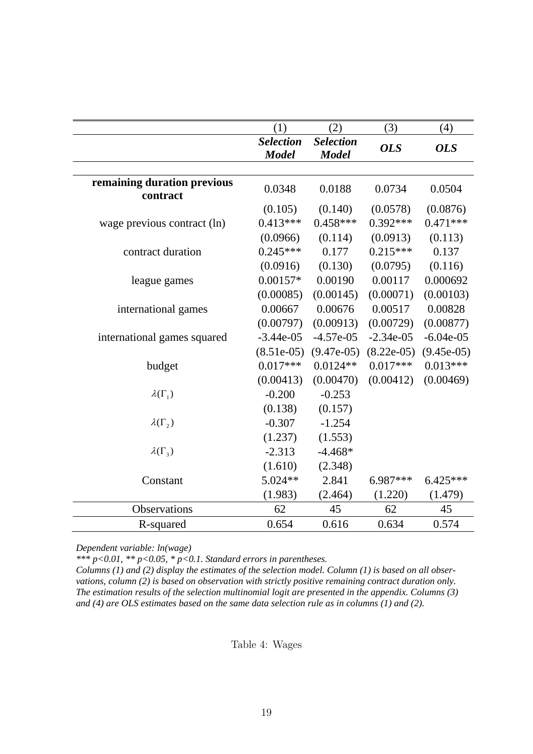|  | (1) | (2) | (3) | (4) |
|---|---|---|---|---|
|  | ***Selection Model*** | ***Selection Model*** | ***OLS*** | ***OLS*** |
| **remaining duration previous contract** | 0.0348 | 0.0188 | 0.0734 | 0.0504 |
|  | (0.105) | (0.140) | (0.0578) | (0.0876) |
| wage previous contract (ln) | 0.413*** | 0.458*** | 0.392*** | 0.471*** |
|  | (0.0966) | (0.114) | (0.0913) | (0.113) |
| contract duration | 0.245*** | 0.177 | 0.215*** | 0.137 |
|  | (0.0916) | (0.130) | (0.0795) | (0.116) |
| league games | 0.00157* | 0.00190 | 0.00117 | 0.000692 |
|  | (0.00085) | (0.00145) | (0.00071) | (0.00103) |
| international games | 0.00667 | 0.00676 | 0.00517 | 0.00828 |
|  | (0.00797) | (0.00913) | (0.00729) | (0.00877) |
| international games squared | -3.44e-05 | -4.57e-05 | -2.34e-05 | -6.04e-05 |
|  | (8.51e-05) | (9.47e-05) | (8.22e-05) | (9.45e-05) |
| budget | 0.017*** | 0.0124** | 0.017*** | 0.013*** |
|  | (0.00413) | (0.00470) | (0.00412) | (0.00469) |
| $\lambda(\Gamma_1)$ | -0.200 | -0.253 |  |  |
|  | (0.138) | (0.157) |  |  |
| $\lambda(\Gamma_2)$ | -0.307 | -1.254 |  |  |
|  | (1.237) | (1.553) |  |  |
| $\lambda(\Gamma_3)$ | -2.313 | -4.468* |  |  |
|  | (1.610) | (2.348) |  |  |
| Constant | 5.024** | 2.841 | 6.987*** | 6.425*** |
|  | (1.983) | (2.464) | (1.220) | (1.479) |
| Observations | 62 | 45 | 62 | 45 |
| R-squared | 0.654 | 0.616 | 0.634 | 0.574 |

*Dependent variable: ln(wage)*

*\*\*\* p<0.01, \*\* p<0.05, \* p<0.1. Standard errors in parentheses.*

*Columns (1) and (2) display the estimates of the selection model. Column (1) is based on all observations, column (2) is based on observation with strictly positive remaining contract duration only. The estimation results of the selection multinomial logit are presented in the appendix. Columns (3) and (4) are OLS estimates based on the same data selection rule as in columns (1) and (2).*

Table 4: Wages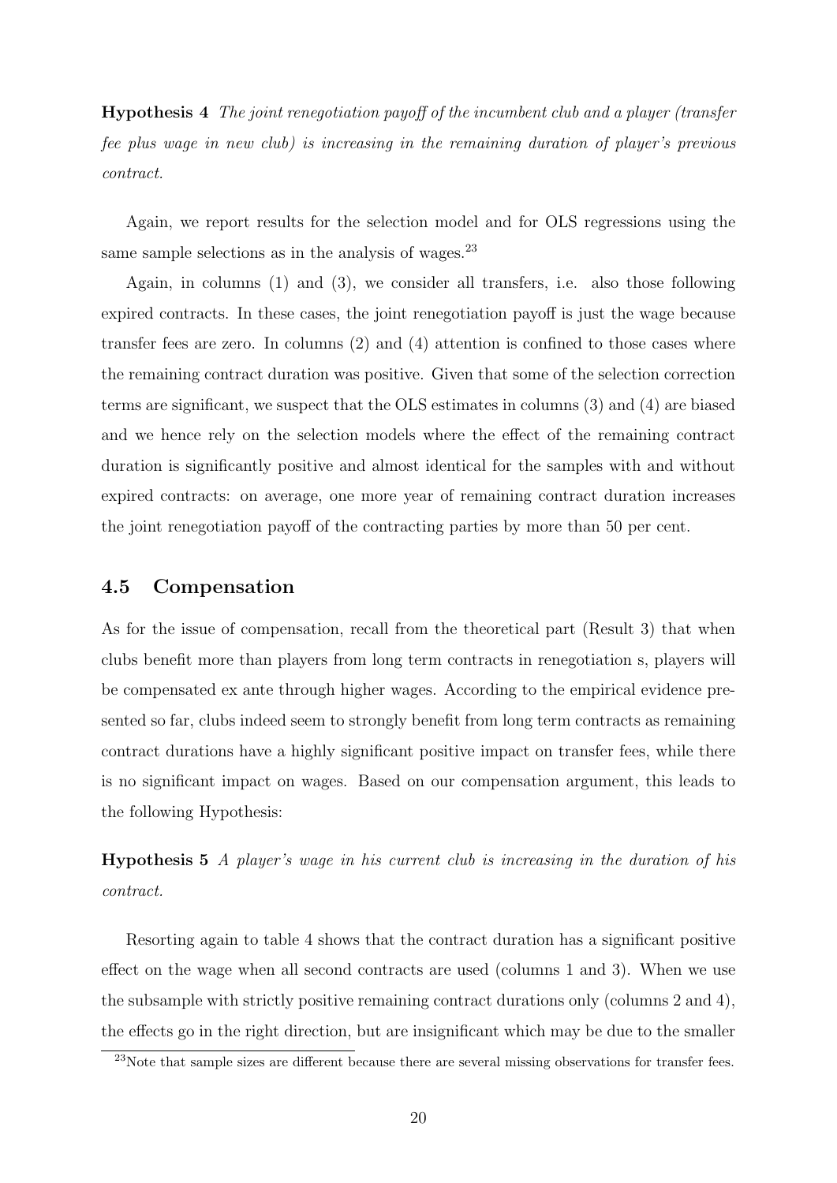**Hypothesis 4** *The joint renegotiation payoff of the incumbent club and a player (transfer fee plus wage in new club) is increasing in the remaining duration of player's previous contract.*

Again, we report results for the selection model and for OLS regressions using the same sample selections as in the analysis of wages.[23]

Again, in columns (1) and (3), we consider all transfers, i.e. also those following expired contracts. In these cases, the joint renegotiation payoff is just the wage because transfer fees are zero. In columns (2) and (4) attention is confined to those cases where the remaining contract duration was positive. Given that some of the selection correction terms are significant, we suspect that the OLS estimates in columns (3) and (4) are biased and we hence rely on the selection models where the effect of the remaining contract duration is significantly positive and almost identical for the samples with and without expired contracts: on average, one more year of remaining contract duration increases the joint renegotiation payoff of the contracting parties by more than 50 per cent.

## 4.5 Compensation

As for the issue of compensation, recall from the theoretical part (Result 3) that when clubs benefit more than players from long term contracts in renegotiation s, players will be compensated ex ante through higher wages. According to the empirical evidence presented so far, clubs indeed seem to strongly benefit from long term contracts as remaining contract durations have a highly significant positive impact on transfer fees, while there is no significant impact on wages. Based on our compensation argument, this leads to the following Hypothesis:

**Hypothesis 5** *A player's wage in his current club is increasing in the duration of his contract.*

Resorting again to table 4 shows that the contract duration has a significant positive effect on the wage when all second contracts are used (columns 1 and 3). When we use the subsample with strictly positive remaining contract durations only (columns 2 and 4), the effects go in the right direction, but are insignificant which may be due to the smaller

[23] Note that sample sizes are different because there are several missing observations for transfer fees.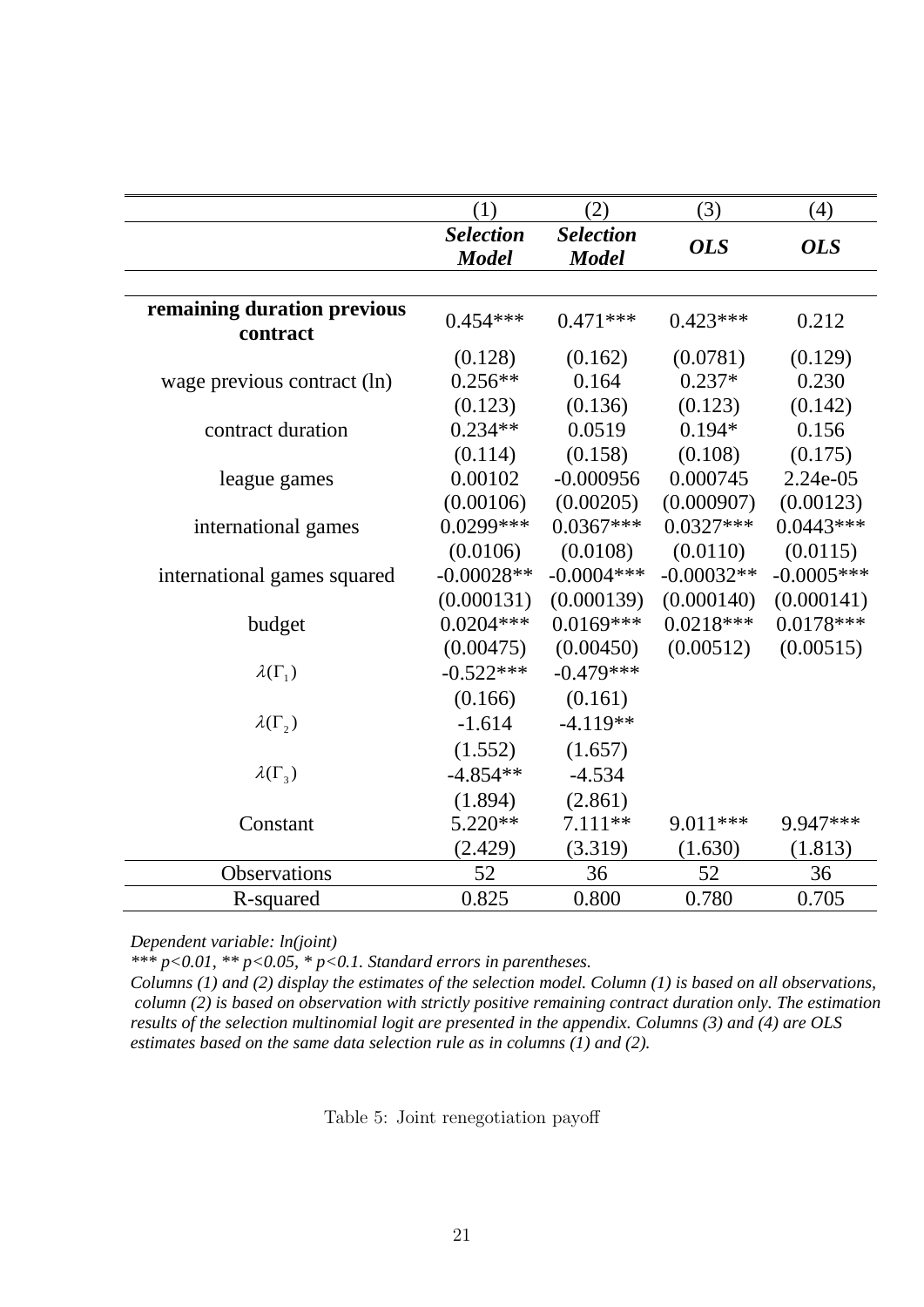| | (1) | (2) | (3) | (4) |
|---|---|---|---|---|
| | ***Selection Model*** | ***Selection Model*** | ***OLS*** | ***OLS*** |
| **remaining duration previous contract** | 0.454*** | 0.471*** | 0.423*** | 0.212 |
| | (0.128) | (0.162) | (0.0781) | (0.129) |
| wage previous contract (ln) | 0.256** | 0.164 | 0.237* | 0.230 |
| | (0.123) | (0.136) | (0.123) | (0.142) |
| contract duration | 0.234** | 0.0519 | 0.194* | 0.156 |
| | (0.114) | (0.158) | (0.108) | (0.175) |
| league games | 0.00102 | -0.000956 | 0.000745 | 2.24e-05 |
| | (0.00106) | (0.00205) | (0.000907) | (0.00123) |
| international games | 0.0299*** | 0.0367*** | 0.0327*** | 0.0443*** |
| | (0.0106) | (0.0108) | (0.0110) | (0.0115) |
| international games squared | -0.00028** | -0.0004*** | -0.00032** | -0.0005*** |
| | (0.000131) | (0.000139) | (0.000140) | (0.000141) |
| budget | 0.0204*** | 0.0169*** | 0.0218*** | 0.0178*** |
| | (0.00475) | (0.00450) | (0.00512) | (0.00515) |
| $\lambda(\Gamma_1)$ | -0.522*** | -0.479*** | | |
| | (0.166) | (0.161) | | |
| $\lambda(\Gamma_2)$ | -1.614 | -4.119** | | |
| | (1.552) | (1.657) | | |
| $\lambda(\Gamma_3)$ | -4.854** | -4.534 | | |
| | (1.894) | (2.861) | | |
| Constant | 5.220** | 7.111** | 9.011*** | 9.947*** |
| | (2.429) | (3.319) | (1.630) | (1.813) |
| Observations | 52 | 36 | 52 | 36 |
| R-squared | 0.825 | 0.800 | 0.780 | 0.705 |

*Dependent variable: ln(joint)*

*\*\*\* p<0.01, \*\* p<0.05, \* p<0.1. Standard errors in parentheses.*

*Columns (1) and (2) display the estimates of the selection model. Column (1) is based on all observations, column (2) is based on observation with strictly positive remaining contract duration only. The estimation results of the selection multinomial logit are presented in the appendix. Columns (3) and (4) are OLS estimates based on the same data selection rule as in columns (1) and (2).*

Table 5: Joint renegotiation payoff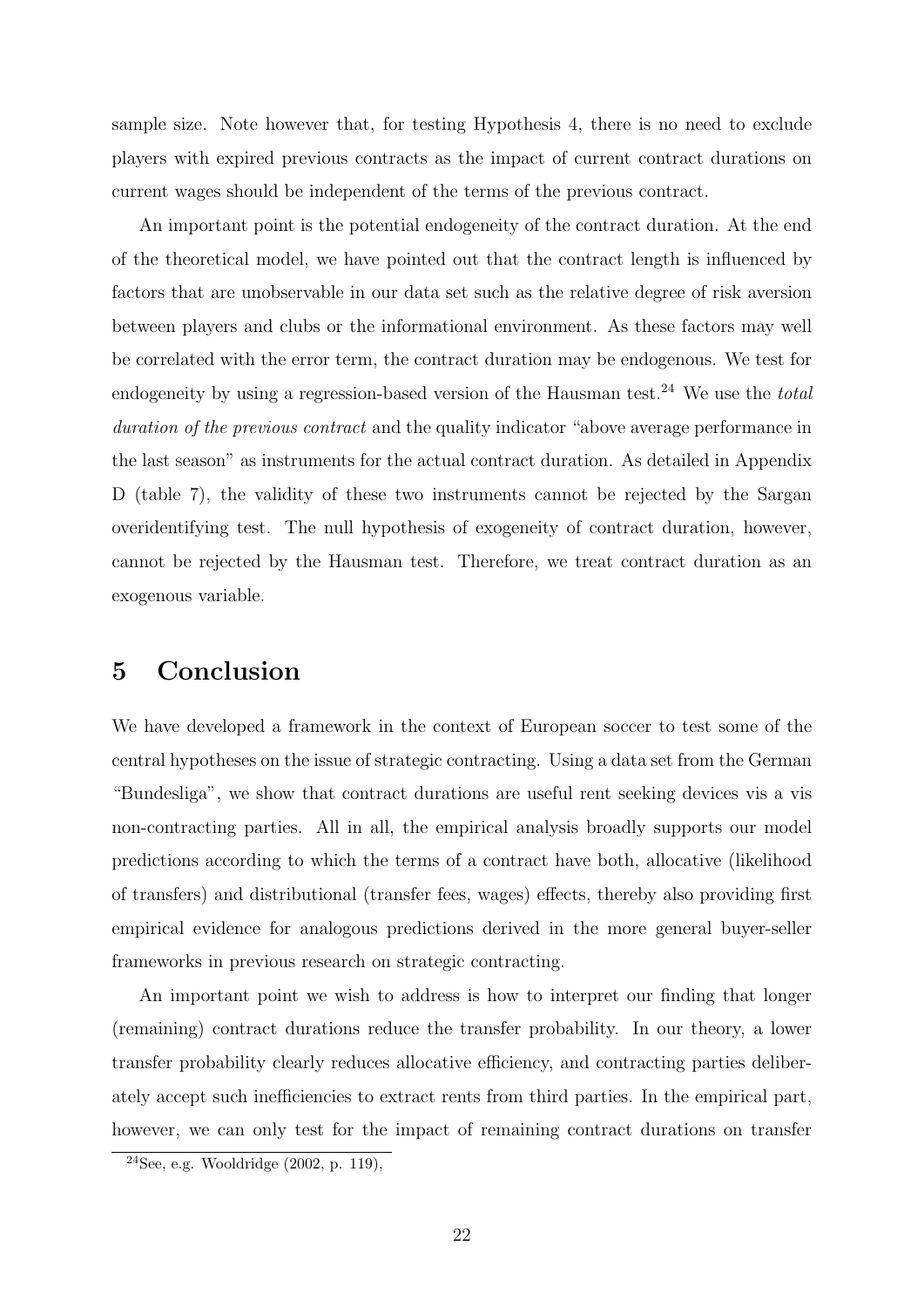sample size. Note however that, for testing Hypothesis 4, there is no need to exclude players with expired previous contracts as the impact of current contract durations on current wages should be independent of the terms of the previous contract.

An important point is the potential endogeneity of the contract duration. At the end of the theoretical model, we have pointed out that the contract length is influenced by factors that are unobservable in our data set such as the relative degree of risk aversion between players and clubs or the informational environment. As these factors may well be correlated with the error term, the contract duration may be endogenous. We test for endogeneity by using a regression-based version of the Hausman test.[24] We use the *total duration of the previous contract* and the quality indicator "above average performance in the last season" as instruments for the actual contract duration. As detailed in Appendix D (table 7), the validity of these two instruments cannot be rejected by the Sargan overidentifying test. The null hypothesis of exogeneity of contract duration, however, cannot be rejected by the Hausman test. Therefore, we treat contract duration as an exogenous variable.

# 5 Conclusion

We have developed a framework in the context of European soccer to test some of the central hypotheses on the issue of strategic contracting. Using a data set from the German "Bundesliga", we show that contract durations are useful rent seeking devices vis a vis non-contracting parties. All in all, the empirical analysis broadly supports our model predictions according to which the terms of a contract have both, allocative (likelihood of transfers) and distributional (transfer fees, wages) effects, thereby also providing first empirical evidence for analogous predictions derived in the more general buyer-seller frameworks in previous research on strategic contracting.

An important point we wish to address is how to interpret our finding that longer (remaining) contract durations reduce the transfer probability. In our theory, a lower transfer probability clearly reduces allocative efficiency, and contracting parties deliberately accept such inefficiencies to extract rents from third parties. In the empirical part, however, we can only test for the impact of remaining contract durations on transfer

[24] See, e.g. Wooldridge (2002, p. 119),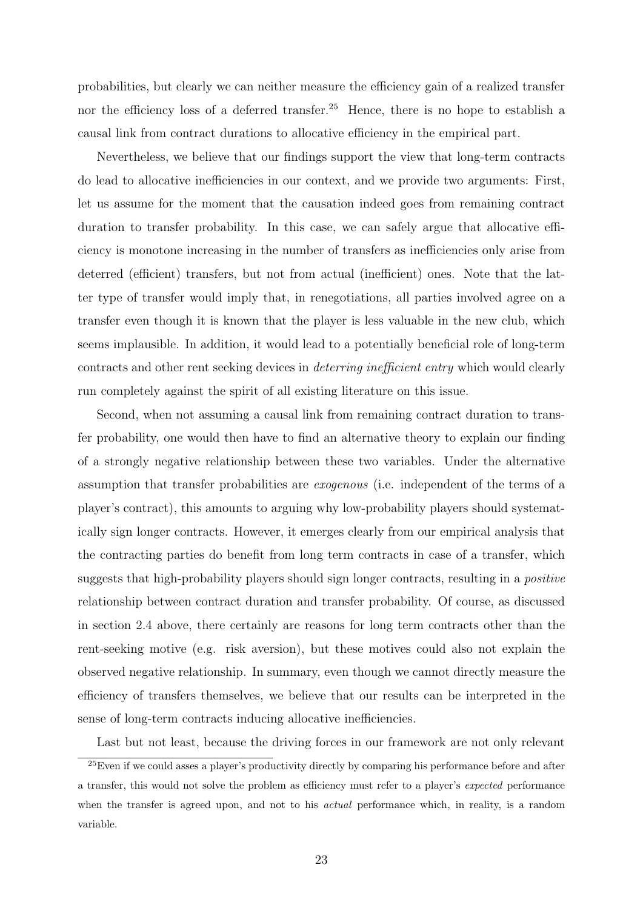probabilities, but clearly we can neither measure the efficiency gain of a realized transfer nor the efficiency loss of a deferred transfer.[25] Hence, there is no hope to establish a causal link from contract durations to allocative efficiency in the empirical part.

Nevertheless, we believe that our findings support the view that long-term contracts do lead to allocative inefficiencies in our context, and we provide two arguments: First, let us assume for the moment that the causation indeed goes from remaining contract duration to transfer probability. In this case, we can safely argue that allocative efficiency is monotone increasing in the number of transfers as inefficiencies only arise from deterred (efficient) transfers, but not from actual (inefficient) ones. Note that the latter type of transfer would imply that, in renegotiations, all parties involved agree on a transfer even though it is known that the player is less valuable in the new club, which seems implausible. In addition, it would lead to a potentially beneficial role of long-term contracts and other rent seeking devices in *deterring inefficient entry* which would clearly run completely against the spirit of all existing literature on this issue.

Second, when not assuming a causal link from remaining contract duration to transfer probability, one would then have to find an alternative theory to explain our finding of a strongly negative relationship between these two variables. Under the alternative assumption that transfer probabilities are *exogenous* (i.e. independent of the terms of a player's contract), this amounts to arguing why low-probability players should systematically sign longer contracts. However, it emerges clearly from our empirical analysis that the contracting parties do benefit from long term contracts in case of a transfer, which suggests that high-probability players should sign longer contracts, resulting in a *positive* relationship between contract duration and transfer probability. Of course, as discussed in section 2.4 above, there certainly are reasons for long term contracts other than the rent-seeking motive (e.g. risk aversion), but these motives could also not explain the observed negative relationship. In summary, even though we cannot directly measure the efficiency of transfers themselves, we believe that our results can be interpreted in the sense of long-term contracts inducing allocative inefficiencies.

Last but not least, because the driving forces in our framework are not only relevant

[25] Even if we could asses a player's productivity directly by comparing his performance before and after a transfer, this would not solve the problem as efficiency must refer to a player's *expected* performance when the transfer is agreed upon, and not to his *actual* performance which, in reality, is a random variable.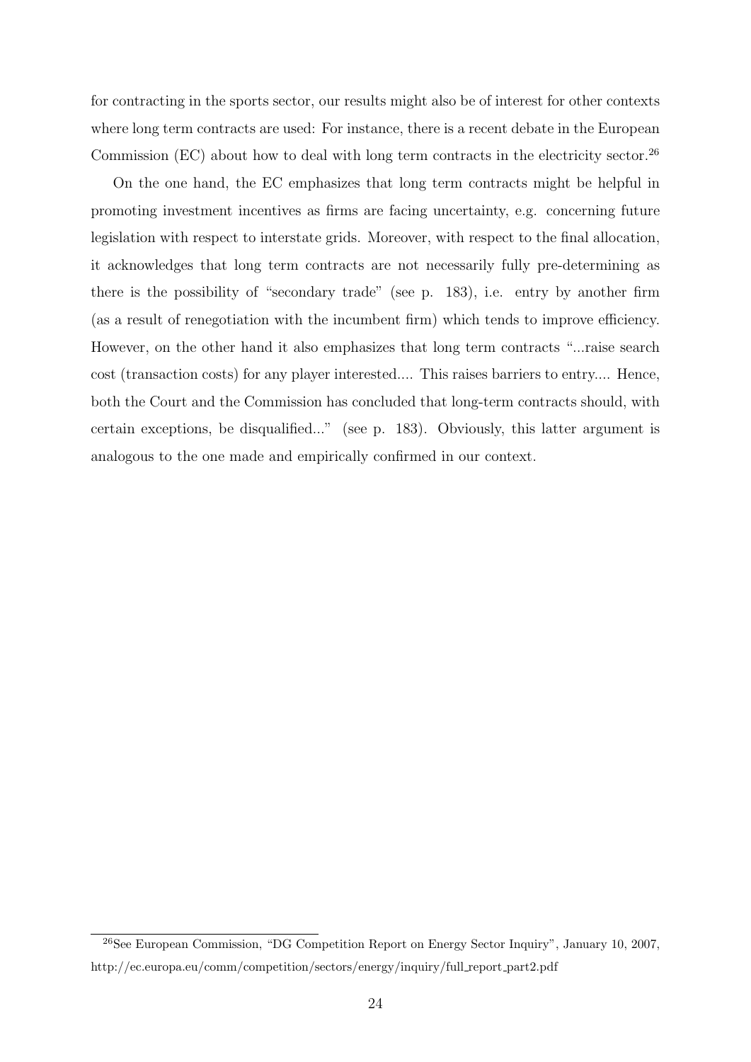for contracting in the sports sector, our results might also be of interest for other contexts where long term contracts are used: For instance, there is a recent debate in the European Commission (EC) about how to deal with long term contracts in the electricity sector.[26]

On the one hand, the EC emphasizes that long term contracts might be helpful in promoting investment incentives as firms are facing uncertainty, e.g. concerning future legislation with respect to interstate grids. Moreover, with respect to the final allocation, it acknowledges that long term contracts are not necessarily fully pre-determining as there is the possibility of "secondary trade" (see p. 183), i.e. entry by another firm (as a result of renegotiation with the incumbent firm) which tends to improve efficiency. However, on the other hand it also emphasizes that long term contracts "...raise search cost (transaction costs) for any player interested.... This raises barriers to entry.... Hence, both the Court and the Commission has concluded that long-term contracts should, with certain exceptions, be disqualified..." (see p. 183). Obviously, this latter argument is analogous to the one made and empirically confirmed in our context.

[26]See European Commission, "DG Competition Report on Energy Sector Inquiry", January 10, 2007, http://ec.europa.eu/comm/competition/sectors/energy/inquiry/full_report_part2.pdf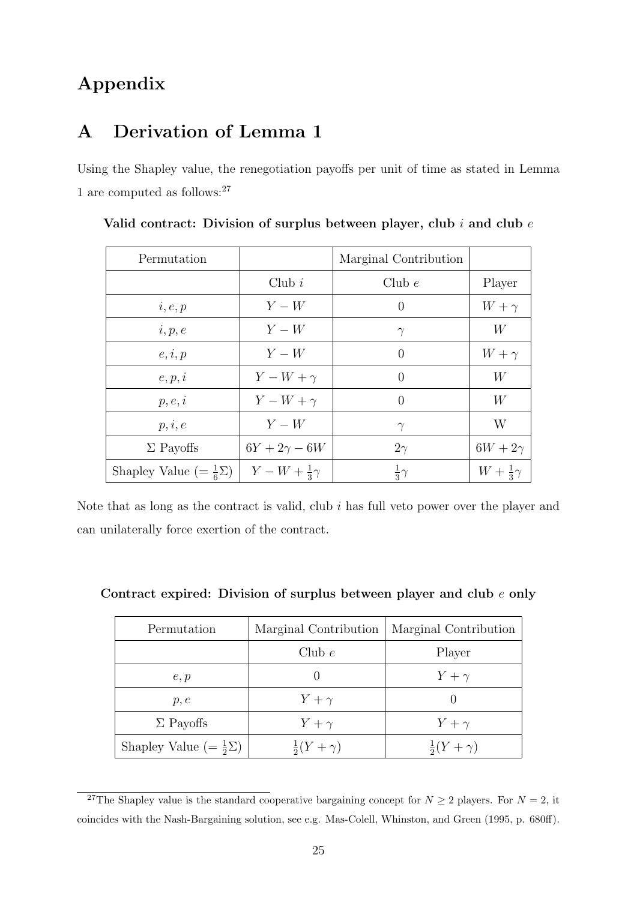# Appendix

## A Derivation of Lemma 1

Using the Shapley value, the renegotiation payoffs per unit of time as stated in Lemma 1 are computed as follows:[27]

**Valid contract: Division of surplus between player, club $i$ and club $e$**

| Permutation | | Marginal Contribution | |
|---|---|---|---|
| | Club $i$ | Club $e$ | Player |
| $i, e, p$ | $Y - W$ | $0$ | $W + \gamma$ |
| $i, p, e$ | $Y - W$ | $\gamma$ | $W$ |
| $e, i, p$ | $Y - W$ | $0$ | $W + \gamma$ |
| $e, p, i$ | $Y - W + \gamma$ | $0$ | $W$ |
| $p, e, i$ | $Y - W + \gamma$ | $0$ | $W$ |
| $p, i, e$ | $Y - W$ | $\gamma$ | W |
| $\Sigma$ Payoffs | $6Y + 2\gamma - 6W$ | $2\gamma$ | $6W + 2\gamma$ |
| Shapley Value ($= \frac{1}{6}\Sigma$) | $Y - W + \frac{1}{3}\gamma$ | $\frac{1}{3}\gamma$ | $W + \frac{1}{3}\gamma$ |

Note that as long as the contract is valid, club $i$ has full veto power over the player and can unilaterally force exertion of the contract.

**Contract expired: Division of surplus between player and club $e$ only**

| Permutation | Marginal Contribution | Marginal Contribution |
|---|---|---|
| | Club $e$ | Player |
| $e, p$ | $0$ | $Y + \gamma$ |
| $p, e$ | $Y + \gamma$ | $0$ |
| $\Sigma$ Payoffs | $Y + \gamma$ | $Y + \gamma$ |
| Shapley Value ($= \frac{1}{2}\Sigma$) | $\frac{1}{2}(Y + \gamma)$ | $\frac{1}{2}(Y + \gamma)$ |

[27] The Shapley value is the standard cooperative bargaining concept for $N \geq 2$ players. For $N = 2$, it coincides with the Nash-Bargaining solution, see e.g. Mas-Colell, Whinston, and Green (1995, p. 680ff).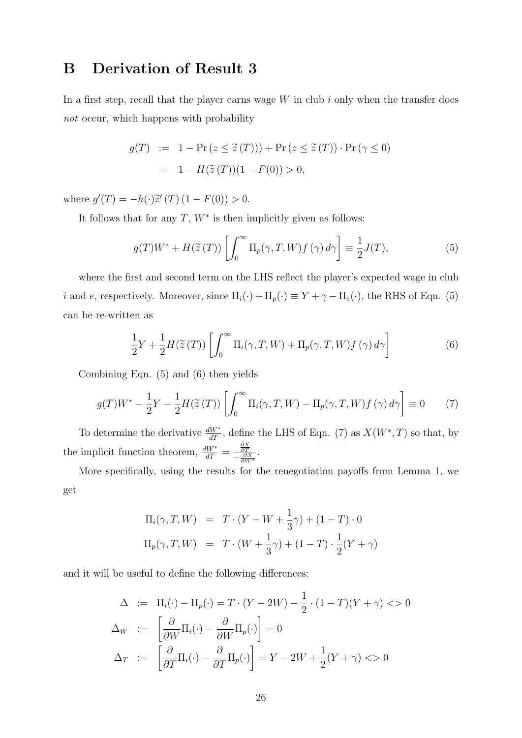# B Derivation of Result 3

In a first step, recall that the player earns wage $W$ in club $i$ only when the transfer does *not* occur, which happens with probability

$$
\begin{aligned}
g(T) &:= 1 - \Pr\left(z \leq \widetilde{z}\,(T)\right)) + \Pr\left(z \leq \widetilde{z}\,(T)\right) \cdot \Pr\left(\gamma \leq 0\right) \\
&= 1 - H(\widetilde{z}\,(T))(1 - F(0)) > 0,
\end{aligned}
$$

where $g'(T) = -h(\cdot)\widetilde{z}'\,(T)\,(1 - F(0)) > 0$.

It follows that for any $T$, $W^*$ is then implicitly given as follows:

$$
g(T)W^* + H(\widetilde{z}\,(T))\left[\int_0^\infty \Pi_p(\gamma, T, W) f\left(\gamma\right) d\gamma\right] \equiv \frac{1}{2}J(T), \tag{5}
$$

where the first and second term on the LHS reflect the player's expected wage in club $i$ and $e$, respectively. Moreover, since $\Pi_i(\cdot) + \Pi_p(\cdot) \equiv Y + \gamma - \Pi_e(\cdot)$, the RHS of Eqn. (5) can be re-written as

$$
\frac{1}{2}Y + \frac{1}{2}H(\widetilde{z}\,(T))\left[\int_0^\infty \Pi_i(\gamma, T, W) + \Pi_p(\gamma, T, W) f\left(\gamma\right) d\gamma\right] \tag{6}
$$

Combining Eqn. (5) and (6) then yields

$$
g(T)W^* - \frac{1}{2}Y - \frac{1}{2}H(\widetilde{z}\,(T))\left[\int_0^\infty \Pi_i(\gamma, T, W) - \Pi_p(\gamma, T, W) f\left(\gamma\right) d\gamma\right] \equiv 0 \tag{7}
$$

To determine the derivative $\frac{dW^*}{dT}$, define the LHS of Eqn. (7) as $X(W^*, T)$ so that, by the implicit function theorem, $\frac{dW^*}{dT} = \frac{\frac{\partial X}{\partial T}}{-\frac{\partial X}{\partial W^*}}$.

More specifically, using the results for the renegotiation payoffs from Lemma 1, we get

$$
\begin{aligned}
\Pi_i(\gamma, T, W) &= T \cdot (Y - W + \frac{1}{3}\gamma) + (1 - T) \cdot 0 \\
\Pi_p(\gamma, T, W) &= T \cdot (W + \frac{1}{3}\gamma) + (1 - T) \cdot \frac{1}{2}(Y + \gamma)
\end{aligned}
$$

and it will be useful to define the following differences:

$$
\begin{aligned}
\Delta &:= \Pi_i(\cdot) - \Pi_p(\cdot) = T \cdot (Y - 2W) - \frac{1}{2} \cdot (1 - T)(Y + \gamma) <> 0 \\
\Delta_W &:= \left[\frac{\partial}{\partial W}\Pi_i(\cdot) - \frac{\partial}{\partial W}\Pi_p(\cdot)\right] = 0 \\
\Delta_T &:= \left[\frac{\partial}{\partial T}\Pi_i(\cdot) - \frac{\partial}{\partial T}\Pi_p(\cdot)\right] = Y - 2W + \frac{1}{2}(Y + \gamma) <> 0
\end{aligned}
$$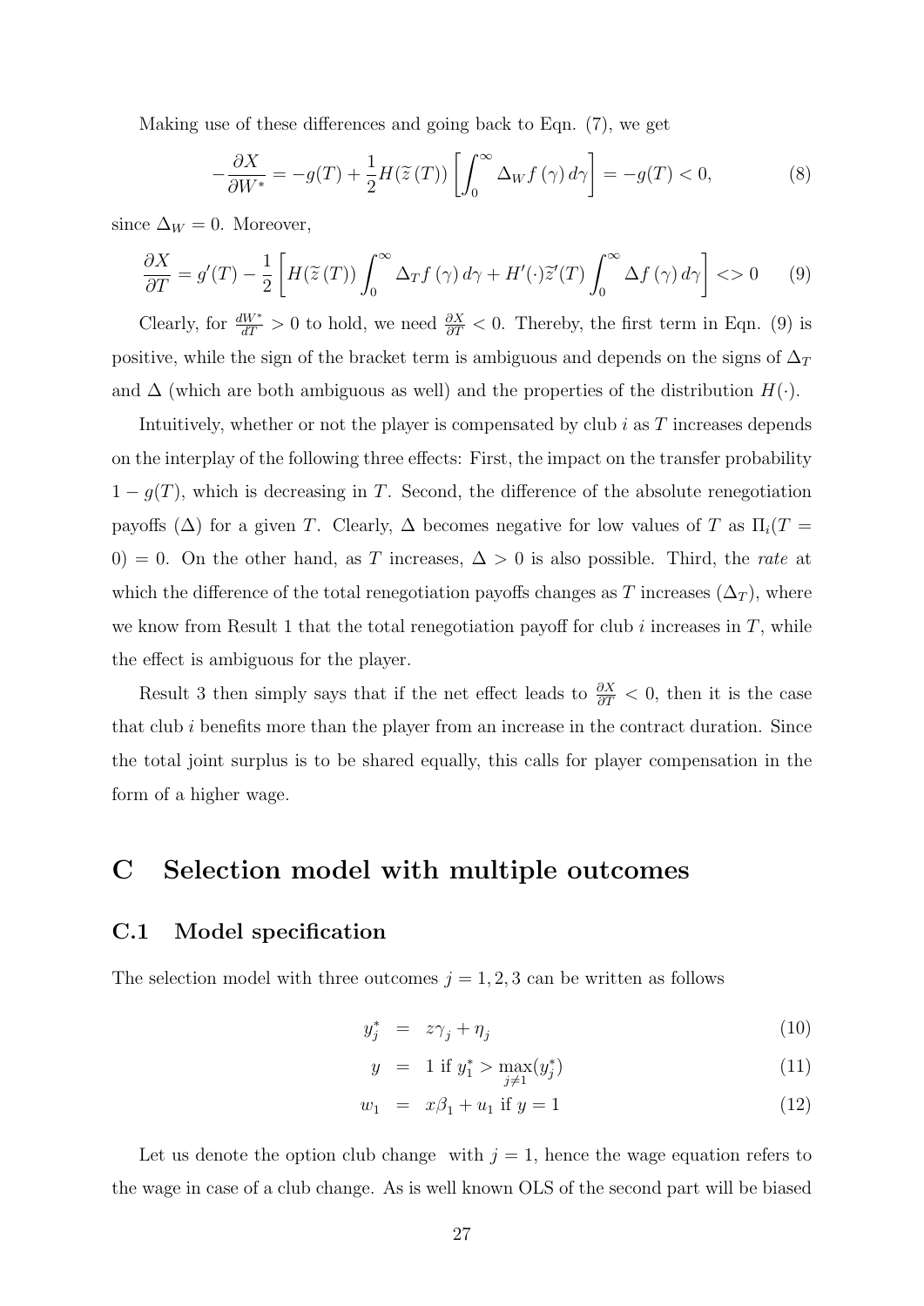Making use of these differences and going back to Eqn. (7), we get

$$-\frac{\partial X}{\partial W^*} = -g(T) + \frac{1}{2} H(\widetilde{z}(T)) \left[ \int_0^\infty \Delta_W f(\gamma) \, d\gamma \right] = -g(T) < 0, \tag{8}$$

since $\Delta_W = 0$. Moreover,

$$\frac{\partial X}{\partial T} = g'(T) - \frac{1}{2} \left[ H(\widetilde{z}(T)) \int_0^\infty \Delta_T f(\gamma) \, d\gamma + H'(\cdot) \widetilde{z}'(T) \int_0^\infty \Delta f(\gamma) \, d\gamma \right] <> 0 \tag{9}$$

Clearly, for $\frac{dW^*}{dT} > 0$ to hold, we need $\frac{\partial X}{\partial T} < 0$. Thereby, the first term in Eqn. (9) is positive, while the sign of the bracket term is ambiguous and depends on the signs of $\Delta_T$ and $\Delta$ (which are both ambiguous as well) and the properties of the distribution $H(\cdot)$.

Intuitively, whether or not the player is compensated by club $i$ as $T$ increases depends on the interplay of the following three effects: First, the impact on the transfer probability $1 - g(T)$, which is decreasing in $T$. Second, the difference of the absolute renegotiation payoffs ($\Delta$) for a given $T$. Clearly, $\Delta$ becomes negative for low values of $T$ as $\Pi_i(T = 0) = 0$. On the other hand, as $T$ increases, $\Delta > 0$ is also possible. Third, the *rate* at which the difference of the total renegotiation payoffs changes as $T$ increases ($\Delta_T$), where we know from Result 1 that the total renegotiation payoff for club $i$ increases in $T$, while the effect is ambiguous for the player.

Result 3 then simply says that if the net effect leads to $\frac{\partial X}{\partial T} < 0$, then it is the case that club $i$ benefits more than the player from an increase in the contract duration. Since the total joint surplus is to be shared equally, this calls for player compensation in the form of a higher wage.

# C Selection model with multiple outcomes

## C.1 Model specification

The selection model with three outcomes $j = 1, 2, 3$ can be written as follows

$$y_j^* = z\gamma_j + \eta_j \tag{10}$$

$$y = 1 \text{ if } y_1^* > \max_{j \neq 1}(y_j^*) \tag{11}$$

$$w_1 = x\beta_1 + u_1 \text{ if } y = 1 \tag{12}$$

Let us denote the option club change with $j = 1$, hence the wage equation refers to the wage in case of a club change. As is well known OLS of the second part will be biased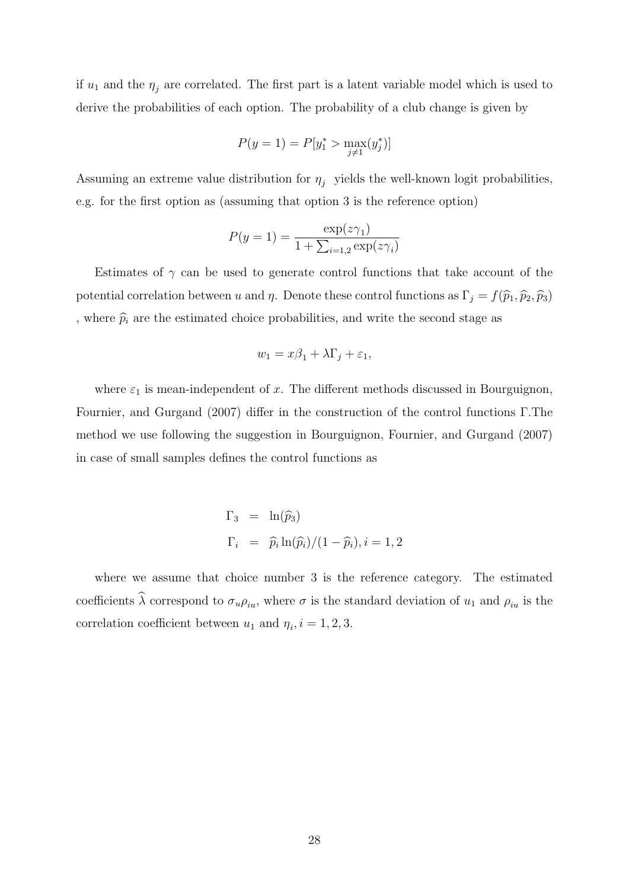if $u_1$ and the $\eta_j$ are correlated. The first part is a latent variable model which is used to derive the probabilities of each option. The probability of a club change is given by

$$P(y = 1) = P[y_1^* > \max_{j \neq 1}(y_j^*)]$$

Assuming an extreme value distribution for $\eta_j$ yields the well-known logit probabilities, e.g. for the first option as (assuming that option 3 is the reference option)

$$P(y = 1) = \frac{\exp(z\gamma_1)}{1 + \sum_{i=1,2} \exp(z\gamma_i)}$$

Estimates of $\gamma$ can be used to generate control functions that take account of the potential correlation between $u$ and $\eta$. Denote these control functions as $\Gamma_j = f(\widehat{p}_1, \widehat{p}_2, \widehat{p}_3)$ , where $\widehat{p}_i$ are the estimated choice probabilities, and write the second stage as

$$w_1 = x\beta_1 + \lambda\Gamma_j + \varepsilon_1,$$

where $\varepsilon_1$ is mean-independent of $x$. The different methods discussed in Bourguignon, Fournier, and Gurgand (2007) differ in the construction of the control functions $\Gamma$.The method we use following the suggestion in Bourguignon, Fournier, and Gurgand (2007) in case of small samples defines the control functions as

$$\begin{aligned}
\Gamma_3 &= \ln(\widehat{p}_3) \\
\Gamma_i &= \widehat{p}_i \ln(\widehat{p}_i)/(1 - \widehat{p}_i), i = 1, 2
\end{aligned}$$

where we assume that choice number 3 is the reference category. The estimated coefficients $\widehat{\lambda}$ correspond to $\sigma_u \rho_{iu}$, where $\sigma$ is the standard deviation of $u_1$ and $\rho_{iu}$ is the correlation coefficient between $u_1$ and $\eta_i, i = 1, 2, 3$.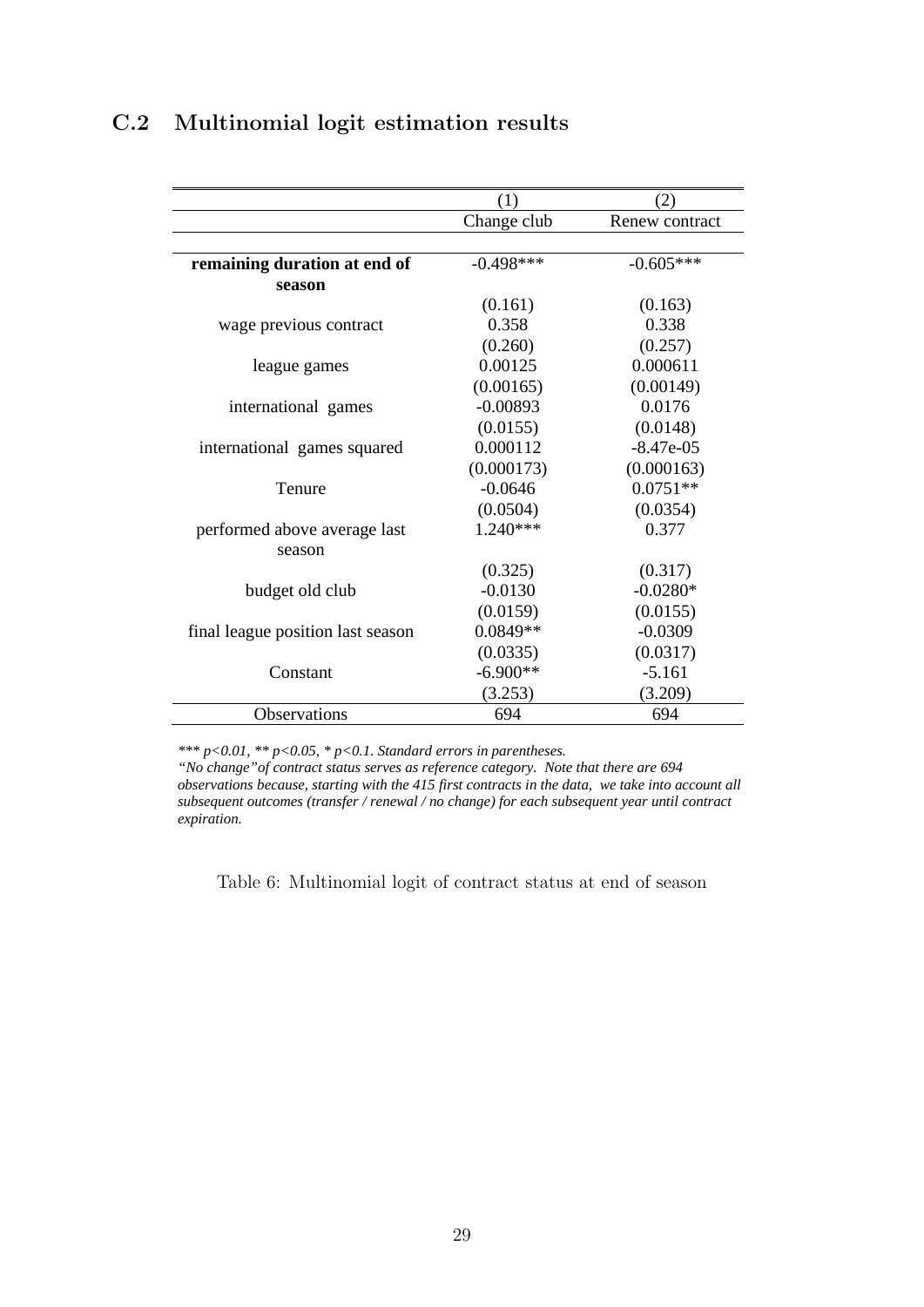### C.2 Multinomial logit estimation results

| | (1) | (2) |
|---|---|---|
| | Change club | Renew contract |
| **remaining duration at end of season** | -0.498*** | -0.605*** |
| | (0.161) | (0.163) |
| wage previous contract | 0.358 | 0.338 |
| | (0.260) | (0.257) |
| league games | 0.00125 | 0.000611 |
| | (0.00165) | (0.00149) |
| international games | -0.00893 | 0.0176 |
| | (0.0155) | (0.0148) |
| international games squared | 0.000112 | -8.47e-05 |
| | (0.000173) | (0.000163) |
| Tenure | -0.0646 | 0.0751** |
| | (0.0504) | (0.0354) |
| performed above average last season | 1.240*** | 0.377 |
| | (0.325) | (0.317) |
| budget old club | -0.0130 | -0.0280* |
| | (0.0159) | (0.0155) |
| final league position last season | 0.0849** | -0.0309 |
| | (0.0335) | (0.0317) |
| Constant | -6.900** | -5.161 |
| | (3.253) | (3.209) |
| Observations | 694 | 694 |

*\*\*\* p<0.01, \*\* p<0.05, \* p<0.1. Standard errors in parentheses.*
*"No change" of contract status serves as reference category. Note that there are 694 observations because, starting with the 415 first contracts in the data, we take into account all subsequent outcomes (transfer / renewal / no change) for each subsequent year until contract expiration.*

Table 6: Multinomial logit of contract status at end of season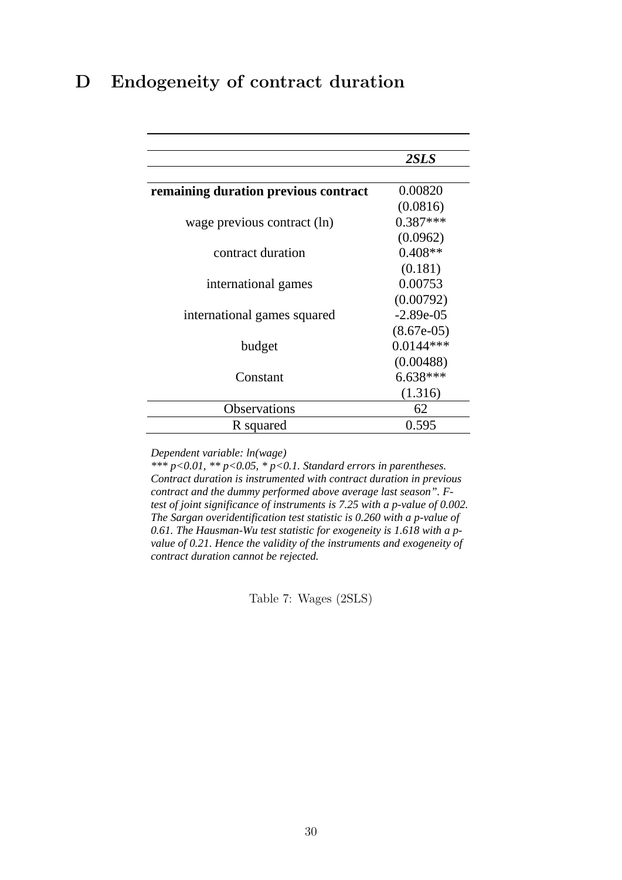# D Endogeneity of contract duration

| | *2SLS* |
|---|---|
| **remaining duration previous contract** | 0.00820 |
| | (0.0816) |
| wage previous contract (ln) | 0.387*** |
| | (0.0962) |
| contract duration | 0.408** |
| | (0.181) |
| international games | 0.00753 |
| | (0.00792) |
| international games squared | -2.89e-05 |
| | (8.67e-05) |
| budget | 0.0144*** |
| | (0.00488) |
| Constant | 6.638*** |
| | (1.316) |
| Observations | 62 |
| R squared | 0.595 |

*Dependent variable: ln(wage)*
*\*\*\* p<0.01, \*\* p<0.05, \* p<0.1. Standard errors in parentheses. Contract duration is instrumented with contract duration in previous contract and the dummy performed above average last season". F-test of joint significance of instruments is 7.25 with a p-value of 0.002. The Sargan overidentification test statistic is 0.260 with a p-value of 0.61. The Hausman-Wu test statistic for exogeneity is 1.618 with a p-value of 0.21. Hence the validity of the instruments and exogeneity of contract duration cannot be rejected.*

Table 7: Wages (2SLS)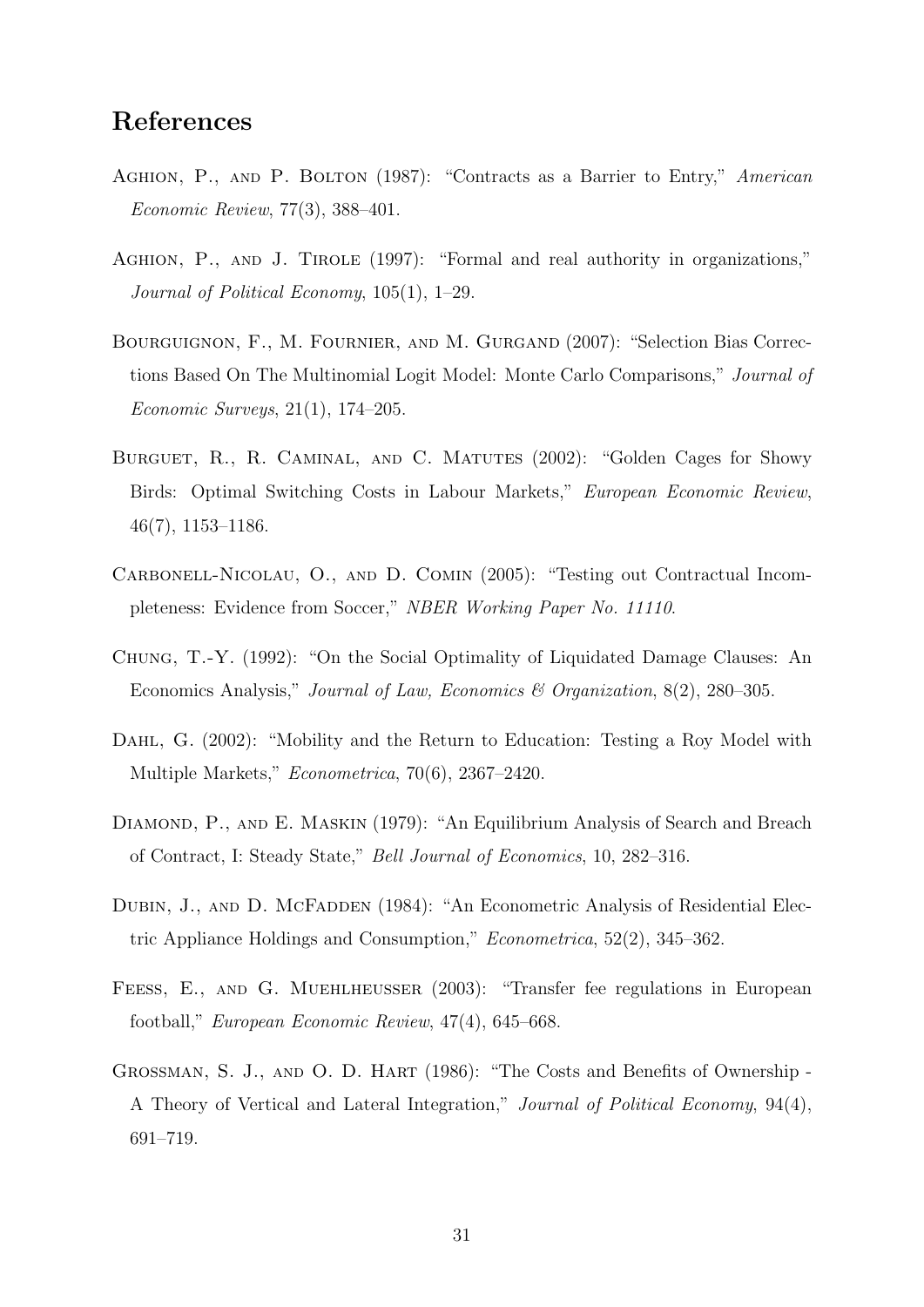## References

Aghion, P., and P. Bolton (1987): "Contracts as a Barrier to Entry," *American Economic Review*, 77(3), 388–401.

Aghion, P., and J. Tirole (1997): "Formal and real authority in organizations," *Journal of Political Economy*, 105(1), 1–29.

Bourguignon, F., M. Fournier, and M. Gurgand (2007): "Selection Bias Corrections Based On The Multinomial Logit Model: Monte Carlo Comparisons," *Journal of Economic Surveys*, 21(1), 174–205.

Burguet, R., R. Caminal, and C. Matutes (2002): "Golden Cages for Showy Birds: Optimal Switching Costs in Labour Markets," *European Economic Review*, 46(7), 1153–1186.

Carbonell-Nicolau, O., and D. Comin (2005): "Testing out Contractual Incompleteness: Evidence from Soccer," *NBER Working Paper No. 11110*.

Chung, T.-Y. (1992): "On the Social Optimality of Liquidated Damage Clauses: An Economics Analysis," *Journal of Law, Economics & Organization*, 8(2), 280–305.

Dahl, G. (2002): "Mobility and the Return to Education: Testing a Roy Model with Multiple Markets," *Econometrica*, 70(6), 2367–2420.

Diamond, P., and E. Maskin (1979): "An Equilibrium Analysis of Search and Breach of Contract, I: Steady State," *Bell Journal of Economics*, 10, 282–316.

Dubin, J., and D. McFadden (1984): "An Econometric Analysis of Residential Electric Appliance Holdings and Consumption," *Econometrica*, 52(2), 345–362.

Feess, E., and G. Muehlheusser (2003): "Transfer fee regulations in European football," *European Economic Review*, 47(4), 645–668.

Grossman, S. J., and O. D. Hart (1986): "The Costs and Benefits of Ownership - A Theory of Vertical and Lateral Integration," *Journal of Political Economy*, 94(4), 691–719.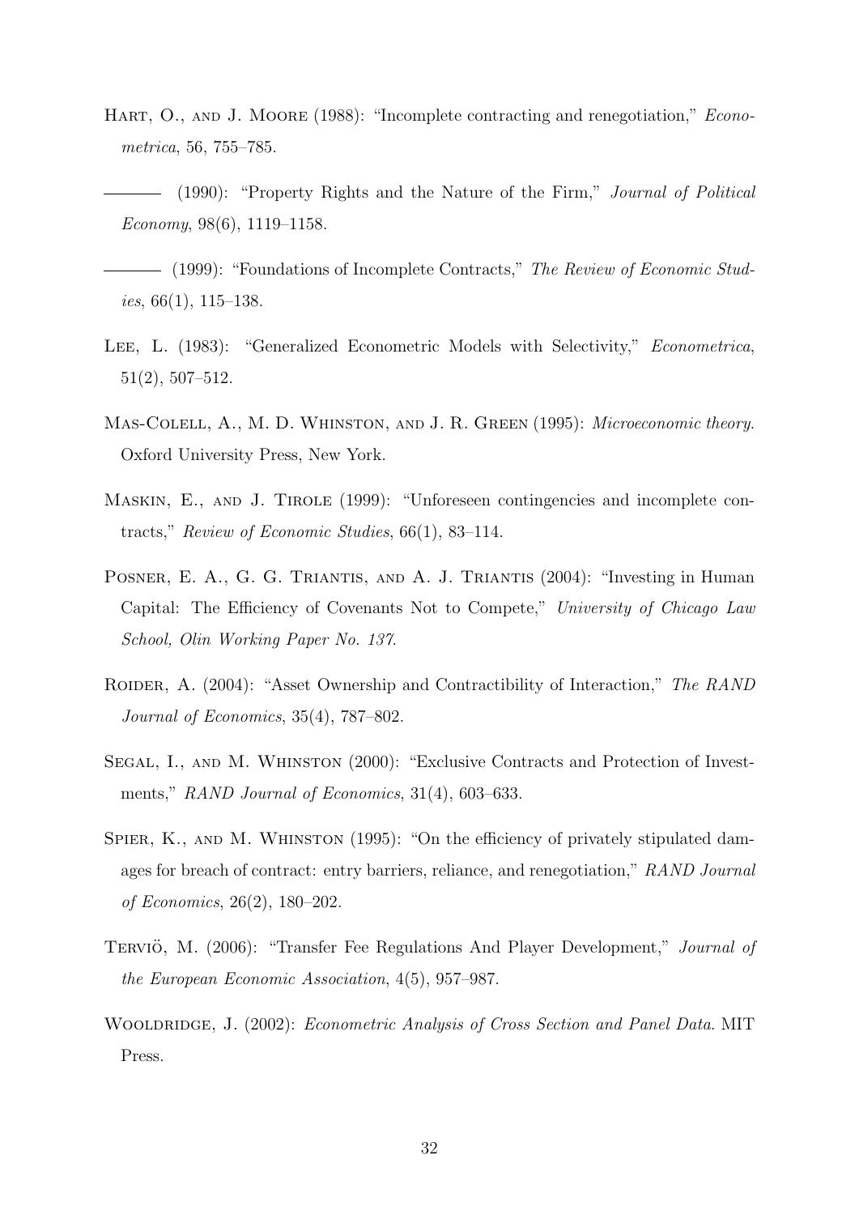Hart, O., and J. Moore (1988): "Incomplete contracting and renegotiation," *Econometrica*, 56, 755–785.

——— (1990): "Property Rights and the Nature of the Firm," *Journal of Political Economy*, 98(6), 1119–1158.

——— (1999): "Foundations of Incomplete Contracts," *The Review of Economic Studies*, 66(1), 115–138.

Lee, L. (1983): "Generalized Econometric Models with Selectivity," *Econometrica*, 51(2), 507–512.

Mas-Colell, A., M. D. Whinston, and J. R. Green (1995): *Microeconomic theory*. Oxford University Press, New York.

Maskin, E., and J. Tirole (1999): "Unforeseen contingencies and incomplete contracts," *Review of Economic Studies*, 66(1), 83–114.

Posner, E. A., G. G. Triantis, and A. J. Triantis (2004): "Investing in Human Capital: The Efficiency of Covenants Not to Compete," *University of Chicago Law School, Olin Working Paper No. 137*.

Roider, A. (2004): "Asset Ownership and Contractibility of Interaction," *The RAND Journal of Economics*, 35(4), 787–802.

Segal, I., and M. Whinston (2000): "Exclusive Contracts and Protection of Investments," *RAND Journal of Economics*, 31(4), 603–633.

Spier, K., and M. Whinston (1995): "On the efficiency of privately stipulated damages for breach of contract: entry barriers, reliance, and renegotiation," *RAND Journal of Economics*, 26(2), 180–202.

Terviö, M. (2006): "Transfer Fee Regulations And Player Development," *Journal of the European Economic Association*, 4(5), 957–987.

Wooldridge, J. (2002): *Econometric Analysis of Cross Section and Panel Data*. MIT Press.